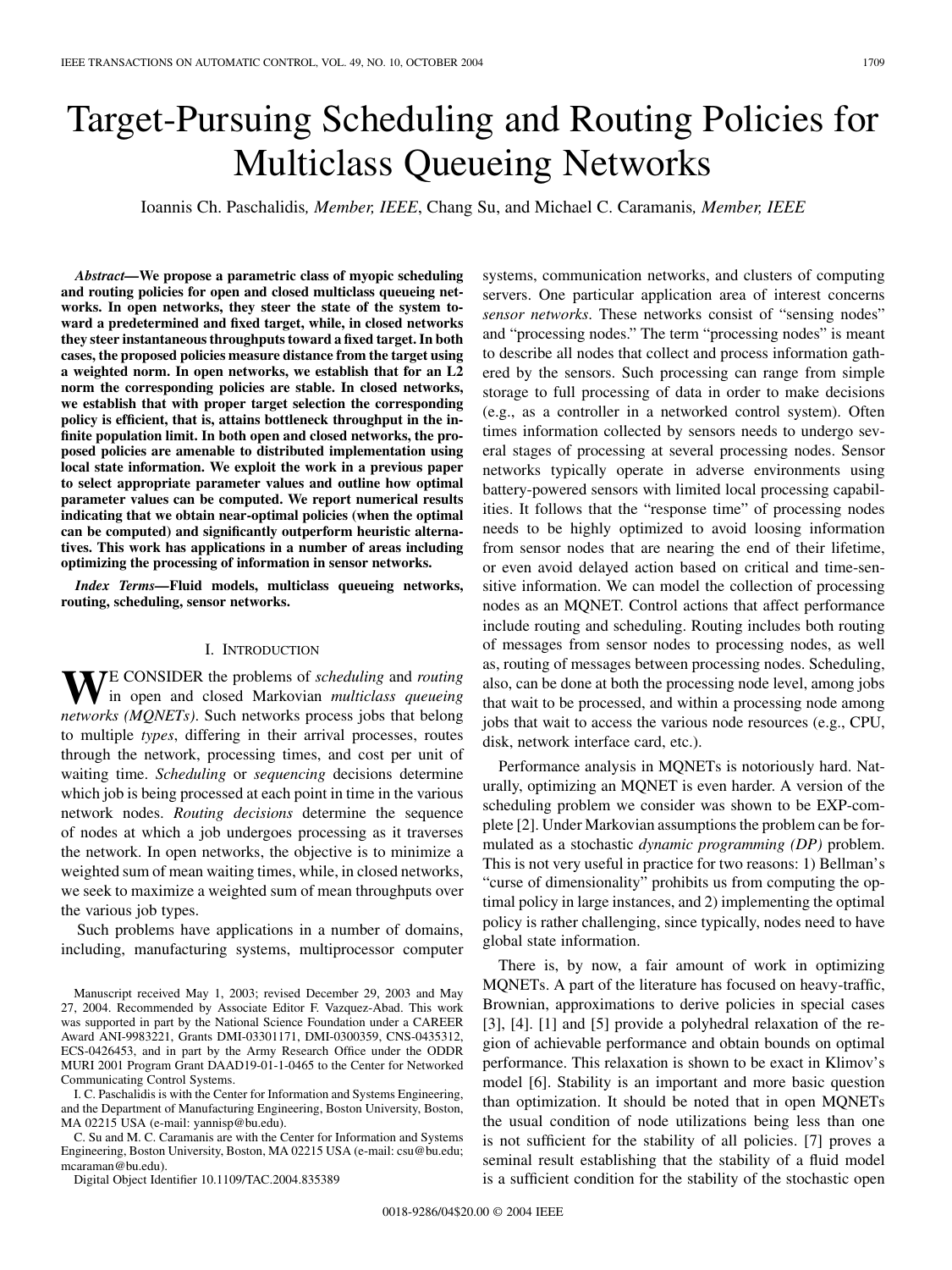# Target-Pursuing Scheduling and Routing Policies for Multiclass Queueing Networks

Ioannis Ch. Paschalidis, *Member, IEEE*, Chang Su, and Michael C. Caramanis, *Member, IEEE*

***Abstract*—We propose a parametric class of myopic scheduling and routing policies for open and closed multiclass queueing networks. In open networks, they steer the state of the system toward a predetermined and fixed target, while, in closed networks they steer instantaneous throughputs toward a fixed target. In both cases, the proposed policies measure distance from the target using a weighted norm. In open networks, we establish that for an L2 norm the corresponding policies are stable. In closed networks, we establish that with proper target selection the corresponding policy is efficient, that is, attains bottleneck throughput in the infinite population limit. In both open and closed networks, the proposed policies are amenable to distributed implementation using local state information. We exploit the work in a previous paper to select appropriate parameter values and outline how optimal parameter values can be computed. We report numerical results indicating that we obtain near-optimal policies (when the optimal can be computed) and significantly outperform heuristic alternatives. This work has applications in a number of areas including optimizing the processing of information in sensor networks.**

***Index Terms*—Fluid models, multiclass queueing networks, routing, scheduling, sensor networks.**

## I. Introduction

We consider the problems of *scheduling* and *routing* in open and closed Markovian *multiclass queueing networks (MQNETs)*. Such networks process jobs that belong to multiple *types*, differing in their arrival processes, routes through the network, processing times, and cost per unit of waiting time. *Scheduling* or *sequencing* decisions determine which job is being processed at each point in time in the various network nodes. *Routing decisions* determine the sequence of nodes at which a job undergoes processing as it traverses the network. In open networks, the objective is to minimize a weighted sum of mean waiting times, while, in closed networks, we seek to maximize a weighted sum of mean throughputs over the various job types.

Such problems have applications in a number of domains, including, manufacturing systems, multiprocessor computer systems, communication networks, and clusters of computing servers. One particular application area of interest concerns *sensor networks*. These networks consist of "sensing nodes" and "processing nodes." The term "processing nodes" is meant to describe all nodes that collect and process information gathered by the sensors. Such processing can range from simple storage to full processing of data in order to make decisions (e.g., as a controller in a networked control system). Often times information collected by sensors needs to undergo several stages of processing at several processing nodes. Sensor networks typically operate in adverse environments using battery-powered sensors with limited local processing capabilities. It follows that the "response time" of processing nodes needs to be highly optimized to avoid loosing information from sensor nodes that are nearing the end of their lifetime, or even avoid delayed action based on critical and time-sensitive information. We can model the collection of processing nodes as an MQNET. Control actions that affect performance include routing and scheduling. Routing includes both routing of messages from sensor nodes to processing nodes, as well as, routing of messages between processing nodes. Scheduling, also, can be done at both the processing node level, among jobs that wait to be processed, and within a processing node among jobs that wait to access the various node resources (e.g., CPU, disk, network interface card, etc.).

Performance analysis in MQNETs is notoriously hard. Naturally, optimizing an MQNET is even harder. A version of the scheduling problem we consider was shown to be EXP-complete [2]. Under Markovian assumptions the problem can be formulated as a stochastic *dynamic programming (DP)* problem. This is not very useful in practice for two reasons: 1) Bellman's "curse of dimensionality" prohibits us from computing the optimal policy in large instances, and 2) implementing the optimal policy is rather challenging, since typically, nodes need to have global state information.

There is, by now, a fair amount of work in optimizing MQNETs. A part of the literature has focused on heavy-traffic, Brownian, approximations to derive policies in special cases [3], [4]. [1] and [5] provide a polyhedral relaxation of the region of achievable performance and obtain bounds on optimal performance. This relaxation is shown to be exact in Klimov's model [6]. Stability is an important and more basic question than optimization. It should be noted that in open MQNETs the usual condition of node utilizations being less than one is not sufficient for the stability of all policies. [7] proves a seminal result establishing that the stability of a fluid model is a sufficient condition for the stability of the stochastic open

Manuscript received May 1, 2003; revised December 29, 2003 and May 27, 2004. Recommended by Associate Editor F. Vazquez-Abad. This work was supported in part by the National Science Foundation under a CAREER Award ANI-9983221, Grants DMI-03301171, DMI-0300359, CNS-0435312, ECS-0426453, and in part by the Army Research Office under the ODDR MURI 2001 Program Grant DAAD19-01-1-0465 to the Center for Networked Communicating Control Systems.

I. C. Paschalidis is with the Center for Information and Systems Engineering, and the Department of Manufacturing Engineering, Boston University, Boston, MA 02215 USA (e-mail: yannisp@bu.edu).

C. Su and M. C. Caramanis are with the Center for Information and Systems Engineering, Boston University, Boston, MA 02215 USA (e-mail: csu@bu.edu; mcaraman@bu.edu).

Digital Object Identifier 10.1109/TAC.2004.835389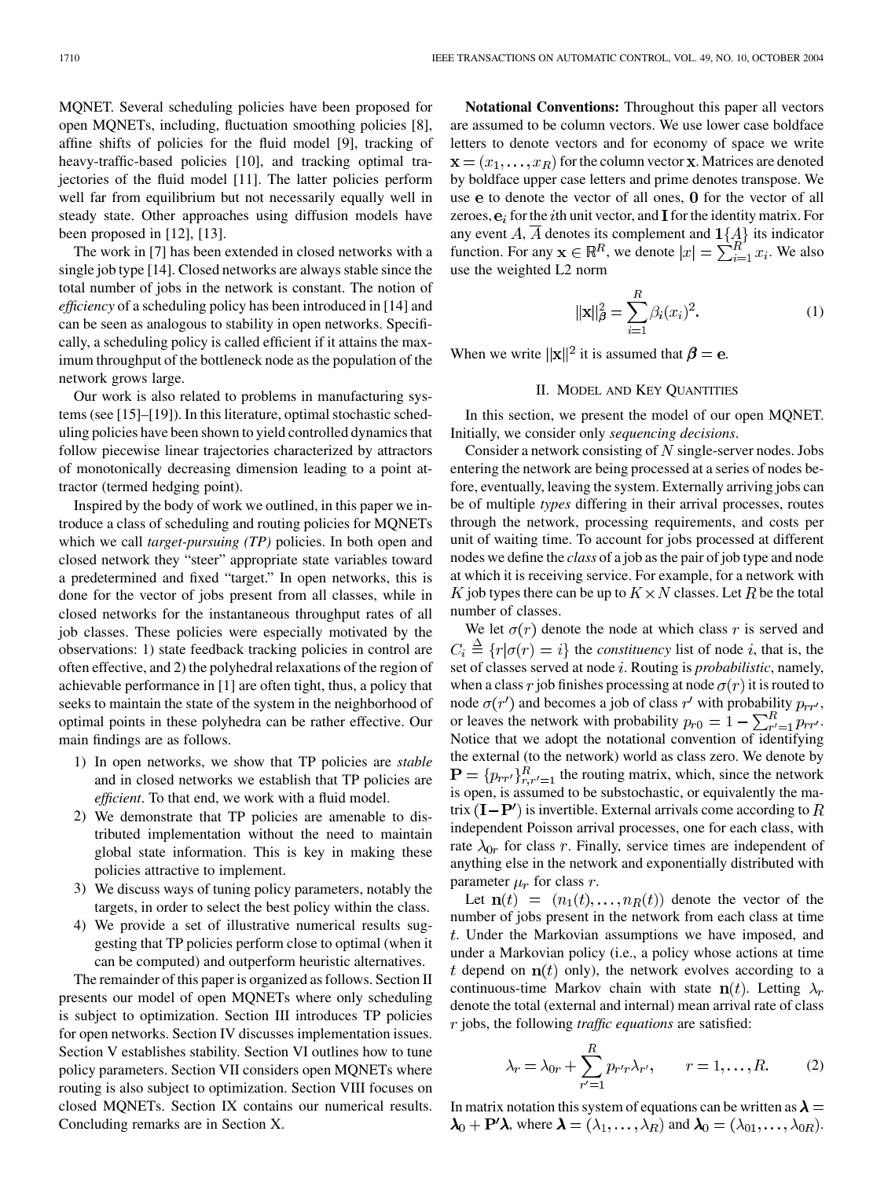MQNET. Several scheduling policies have been proposed for open MQNETs, including, fluctuation smoothing policies [8], affine shifts of policies for the fluid model [9], tracking of heavy-traffic-based policies [10], and tracking optimal trajectories of the fluid model [11]. The latter policies perform well far from equilibrium but not necessarily equally well in steady state. Other approaches using diffusion models have been proposed in [12], [13].

The work in [7] has been extended in closed networks with a single job type [14]. Closed networks are always stable since the total number of jobs in the network is constant. The notion of *efficiency* of a scheduling policy has been introduced in [14] and can be seen as analogous to stability in open networks. Specifically, a scheduling policy is called efficient if it attains the maximum throughput of the bottleneck node as the population of the network grows large.

Our work is also related to problems in manufacturing systems (see [15]–[19]). In this literature, optimal stochastic scheduling policies have been shown to yield controlled dynamics that follow piecewise linear trajectories characterized by attractors of monotonically decreasing dimension leading to a point attractor (termed hedging point).

Inspired by the body of work we outlined, in this paper we introduce a class of scheduling and routing policies for MQNETs which we call *target-pursuing (TP)* policies. In both open and closed network they "steer" appropriate state variables toward a predetermined and fixed "target." In open networks, this is done for the vector of jobs present from all classes, while in closed networks for the instantaneous throughput rates of all job classes. These policies were especially motivated by the observations: 1) state feedback tracking policies in control are often effective, and 2) the polyhedral relaxations of the region of achievable performance in [1] are often tight, thus, a policy that seeks to maintain the state of the system in the neighborhood of optimal points in these polyhedra can be rather effective. Our main findings are as follows.

1) In open networks, we show that TP policies are *stable* and in closed networks we establish that TP policies are *efficient*. To that end, we work with a fluid model.
2) We demonstrate that TP policies are amenable to distributed implementation without the need to maintain global state information. This is key in making these policies attractive to implement.
3) We discuss ways of tuning policy parameters, notably the targets, in order to select the best policy within the class.
4) We provide a set of illustrative numerical results suggesting that TP policies perform close to optimal (when it can be computed) and outperform heuristic alternatives.

The remainder of this paper is organized as follows. Section II presents our model of open MQNETs where only scheduling is subject to optimization. Section III introduces TP policies for open networks. Section IV discusses implementation issues. Section V establishes stability. Section VI outlines how to tune policy parameters. Section VII considers open MQNETs where routing is also subject to optimization. Section VIII focuses on closed MQNETs. Section IX contains our numerical results. Concluding remarks are in Section X.

**Notational Conventions:** Throughout this paper all vectors are assumed to be column vectors. We use lower case boldface letters to denote vectors and for economy of space we write $\mathbf{x} = (x_1, \ldots, x_R)$ for the column vector $\mathbf{x}$. Matrices are denoted by boldface upper case letters and prime denotes transpose. We use $\mathbf{e}$ to denote the vector of all ones, $\mathbf{0}$ for the vector of all zeroes, $\mathbf{e}_i$ for the $i$th unit vector, and $\mathbf{I}$ for the identity matrix. For any event $A$, $\overline{A}$ denotes its complement and $\mathbf{1}\{A\}$ its indicator function. For any $\mathbf{x} \in \mathbb{R}^R$, we denote $|x| = \sum_{i=1}^{R} x_i$. We also use the weighted L2 norm

$$\|\mathbf{x}\|_{\boldsymbol{\beta}}^2 = \sum_{i=1}^{R} \beta_i (x_i)^2. \tag{1}$$

When we write $\|\mathbf{x}\|^2$ it is assumed that $\boldsymbol{\beta} = \mathbf{e}$.

## II. Model and Key Quantities

In this section, we present the model of our open MQNET. Initially, we consider only *sequencing decisions*.

Consider a network consisting of $N$ single-server nodes. Jobs entering the network are being processed at a series of nodes before, eventually, leaving the system. Externally arriving jobs can be of multiple *types* differing in their arrival processes, routes through the network, processing requirements, and costs per unit of waiting time. To account for jobs processed at different nodes we define the *class* of a job as the pair of job type and node at which it is receiving service. For example, for a network with $K$ job types there can be up to $K \times N$ classes. Let $R$ be the total number of classes.

We let $\sigma(r)$ denote the node at which class $r$ is served and $C_i \triangleq \{r | \sigma(r) = i\}$ the *constituency* list of node $i$, that is, the set of classes served at node $i$. Routing is *probabilistic*, namely, when a class $r$ job finishes processing at node $\sigma(r)$ it is routed to node $\sigma(r')$ and becomes a job of class $r'$ with probability $p_{rr'}$, or leaves the network with probability $p_{r0} = 1 - \sum_{r'=1}^{R} p_{rr'}$. Notice that we adopt the notational convention of identifying the external (to the network) world as class zero. We denote by $\mathbf{P} = \{p_{rr'}\}_{r,r'=1}^{R}$ the routing matrix, which, since the network is open, is assumed to be substochastic, or equivalently the matrix $(\mathbf{I} - \mathbf{P}')$ is invertible. External arrivals come according to $R$ independent Poisson arrival processes, one for each class, with rate $\lambda_{0r}$ for class $r$. Finally, service times are independent of anything else in the network and exponentially distributed with parameter $\mu_r$ for class $r$.

Let $\mathbf{n}(t) = (n_1(t), \ldots, n_R(t))$ denote the vector of the number of jobs present in the network from each class at time $t$. Under the Markovian assumptions we have imposed, and under a Markovian policy (i.e., a policy whose actions at time $t$ depend on $\mathbf{n}(t)$ only), the network evolves according to a continuous-time Markov chain with state $\mathbf{n}(t)$. Letting $\lambda_r$ denote the total (external and internal) mean arrival rate of class $r$ jobs, the following *traffic equations* are satisfied:

$$\lambda_r = \lambda_{0r} + \sum_{r'=1}^{R} p_{r'r} \lambda_{r'}, \qquad r = 1, \ldots, R. \tag{2}$$

In matrix notation this system of equations can be written as $\boldsymbol{\lambda} = \boldsymbol{\lambda}_0 + \mathbf{P}'\boldsymbol{\lambda}$, where $\boldsymbol{\lambda} = (\lambda_1, \ldots, \lambda_R)$ and $\boldsymbol{\lambda}_0 = (\lambda_{01}, \ldots, \lambda_{0R})$.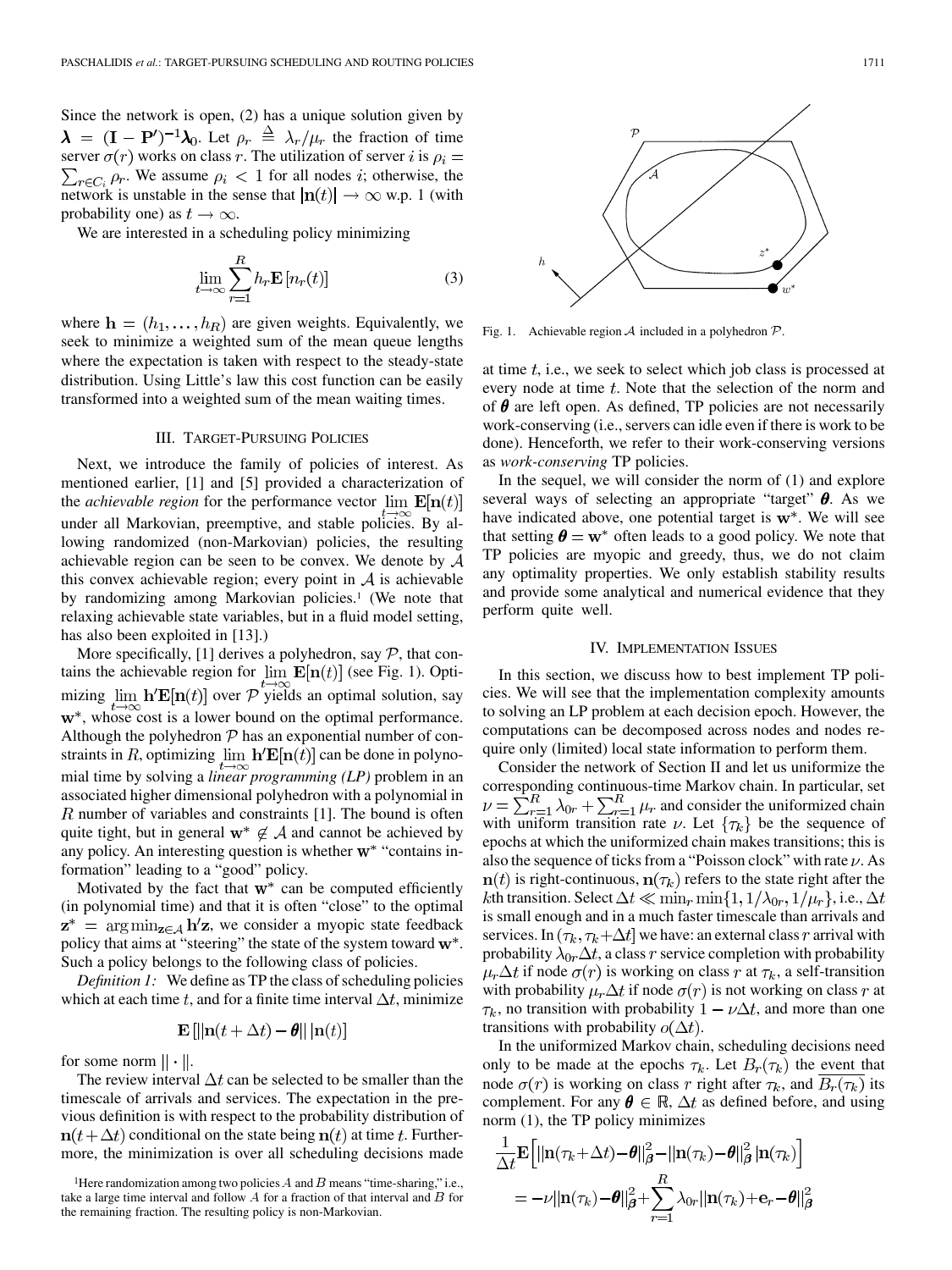Since the network is open, (2) has a unique solution given by $\boldsymbol{\lambda} = (\mathbf{I} - \mathbf{P}')^{-1}\boldsymbol{\lambda}_0$. Let $\rho_r \triangleq \lambda_r/\mu_r$ the fraction of time server $\sigma(r)$ works on class $r$. The utilization of server $i$ is $\rho_i = \sum_{r \in C_i} \rho_r$. We assume $\rho_i < 1$ for all nodes $i$; otherwise, the network is unstable in the sense that $|\mathbf{n}(t)| \to \infty$ w.p. 1 (with probability one) as $t \to \infty$.

We are interested in a scheduling policy minimizing

$$\lim_{t\to\infty} \sum_{r=1}^{R} h_r \mathbf{E}\left[n_r(t)\right] \tag{3}$$

where $\mathbf{h} = (h_1, \ldots, h_R)$ are given weights. Equivalently, we seek to minimize a weighted sum of the mean queue lengths where the expectation is taken with respect to the steady-state distribution. Using Little's law this cost function can be easily transformed into a weighted sum of the mean waiting times.

## III. Target-Pursuing Policies

Next, we introduce the family of policies of interest. As mentioned earlier, [1] and [5] provided a characterization of the *achievable region* for the performance vector $\lim_{t\to\infty} \mathbf{E}[\mathbf{n}(t)]$ under all Markovian, preemptive, and stable policies. By allowing randomized (non-Markovian) policies, the resulting achievable region can be seen to be convex. We denote by $\mathcal{A}$ this convex achievable region; every point in $\mathcal{A}$ is achievable by randomizing among Markovian policies.[1] (We note that relaxing achievable state variables, but in a fluid model setting, has also been exploited in [13].)

More specifically, [1] derives a polyhedron, say $\mathcal{P}$, that contains the achievable region for $\lim_{t\to\infty} \mathbf{E}[\mathbf{n}(t)]$ (see Fig. 1). Optimizing $\lim_{t\to\infty} \mathbf{h}'\mathbf{E}[\mathbf{n}(t)]$ over $\mathcal{P}$ yields an optimal solution, say $\mathbf{w}^*$, whose cost is a lower bound on the optimal performance. Although the polyhedron $\mathcal{P}$ has an exponential number of constraints in $R$, optimizing $\lim_{t\to\infty} \mathbf{h}'\mathbf{E}[\mathbf{n}(t)]$ can be done in polynomial time by solving a *linear programming (LP)* problem in an associated higher dimensional polyhedron with a polynomial in $R$ number of variables and constraints [1]. The bound is often quite tight, but in general $\mathbf{w}^* \notin \mathcal{A}$ and cannot be achieved by any policy. An interesting question is whether $\mathbf{w}^*$ "contains information" leading to a "good" policy.

Motivated by the fact that $\mathbf{w}^*$ can be computed efficiently (in polynomial time) and that it is often "close" to the optimal $\mathbf{z}^* = \arg\min_{\mathbf{z}\in\mathcal{A}} \mathbf{h}'\mathbf{z}$, we consider a myopic state feedback policy that aims at "steering" the state of the system toward $\mathbf{w}^*$. Such a policy belongs to the following class of policies.

*Definition 1:* We define as TP the class of scheduling policies which at each time $t$, and for a finite time interval $\Delta t$, minimize

$$\mathbf{E}\left[\|\mathbf{n}(t+\Delta t) - \boldsymbol{\theta}\| \,|\mathbf{n}(t)\right]$$

for some norm $\|\cdot\|$.

The review interval $\Delta t$ can be selected to be smaller than the timescale of arrivals and services. The expectation in the previous definition is with respect to the probability distribution of $\mathbf{n}(t+\Delta t)$ conditional on the state being $\mathbf{n}(t)$ at time $t$. Furthermore, the minimization is over all scheduling decisions made at time $t$, i.e., we seek to select which job class is processed at every node at time $t$. Note that the selection of the norm and of $\boldsymbol{\theta}$ are left open. As defined, TP policies are not necessarily work-conserving (i.e., servers can idle even if there is work to be done). Henceforth, we refer to their work-conserving versions as *work-conserving* TP policies.

[1] Here randomization among two policies $A$ and $B$ means "time-sharing," i.e., take a large time interval and follow $A$ for a fraction of that interval and $B$ for the remaining fraction. The resulting policy is non-Markovian.

Fig. 1. Achievable region $\mathcal{A}$ included in a polyhedron $\mathcal{P}$.

In the sequel, we will consider the norm of (1) and explore several ways of selecting an appropriate "target" $\boldsymbol{\theta}$. As we have indicated above, one potential target is $\mathbf{w}^*$. We will see that setting $\boldsymbol{\theta} = \mathbf{w}^*$ often leads to a good policy. We note that TP policies are myopic and greedy, thus, we do not claim any optimality properties. We only establish stability results and provide some analytical and numerical evidence that they perform quite well.

## IV. Implementation Issues

In this section, we discuss how to best implement TP policies. We will see that the implementation complexity amounts to solving an LP problem at each decision epoch. However, the computations can be decomposed across nodes and nodes require only (limited) local state information to perform them.

Consider the network of Section II and let us uniformize the corresponding continuous-time Markov chain. In particular, set $\nu = \sum_{r=1}^{R} \lambda_{0r} + \sum_{r=1}^{R} \mu_r$ and consider the uniformized chain with uniform transition rate $\nu$. Let $\{\tau_k\}$ be the sequence of epochs at which the uniformized chain makes transitions; this is also the sequence of ticks from a "Poisson clock" with rate $\nu$. As $\mathbf{n}(t)$ is right-continuous, $\mathbf{n}(\tau_k)$ refers to the state right after the $k$th transition. Select $\Delta t \ll \min_r \min\{1, 1/\lambda_{0r}, 1/\mu_r\}$, i.e., $\Delta t$ is small enough and in a much faster timescale than arrivals and services. In $(\tau_k, \tau_k + \Delta t]$ we have: an external class $r$ arrival with probability $\lambda_{0r}\Delta t$, a class $r$ service completion with probability $\mu_r \Delta t$ if node $\sigma(r)$ is working on class $r$ at $\tau_k$, a self-transition with probability $\mu_r \Delta t$ if node $\sigma(r)$ is not working on class $r$ at $\tau_k$, no transition with probability $1 - \nu\Delta t$, and more than one transitions with probability $o(\Delta t)$.

In the uniformized Markov chain, scheduling decisions need only to be made at the epochs $\tau_k$. Let $B_r(\tau_k)$ the event that node $\sigma(r)$ is working on class $r$ right after $\tau_k$, and $\overline{B_r(\tau_k)}$ its complement. For any $\boldsymbol{\theta} \in \mathbb{R}$, $\Delta t$ as defined before, and using norm (1), the TP policy minimizes

$$\frac{1}{\Delta t}\mathbf{E}\Big[\|\mathbf{n}(\tau_k+\Delta t) - \boldsymbol{\theta}\|^2_{\boldsymbol{\beta}} - \|\mathbf{n}(\tau_k) - \boldsymbol{\theta}\|^2_{\boldsymbol{\beta}} \,|\mathbf{n}(\tau_k)\Big]$$
$$= -\nu\|\mathbf{n}(\tau_k) - \boldsymbol{\theta}\|^2_{\boldsymbol{\beta}} + \sum_{r=1}^{R} \lambda_{0r}\|\mathbf{n}(\tau_k) + \mathbf{e}_r - \boldsymbol{\theta}\|^2_{\boldsymbol{\beta}}$$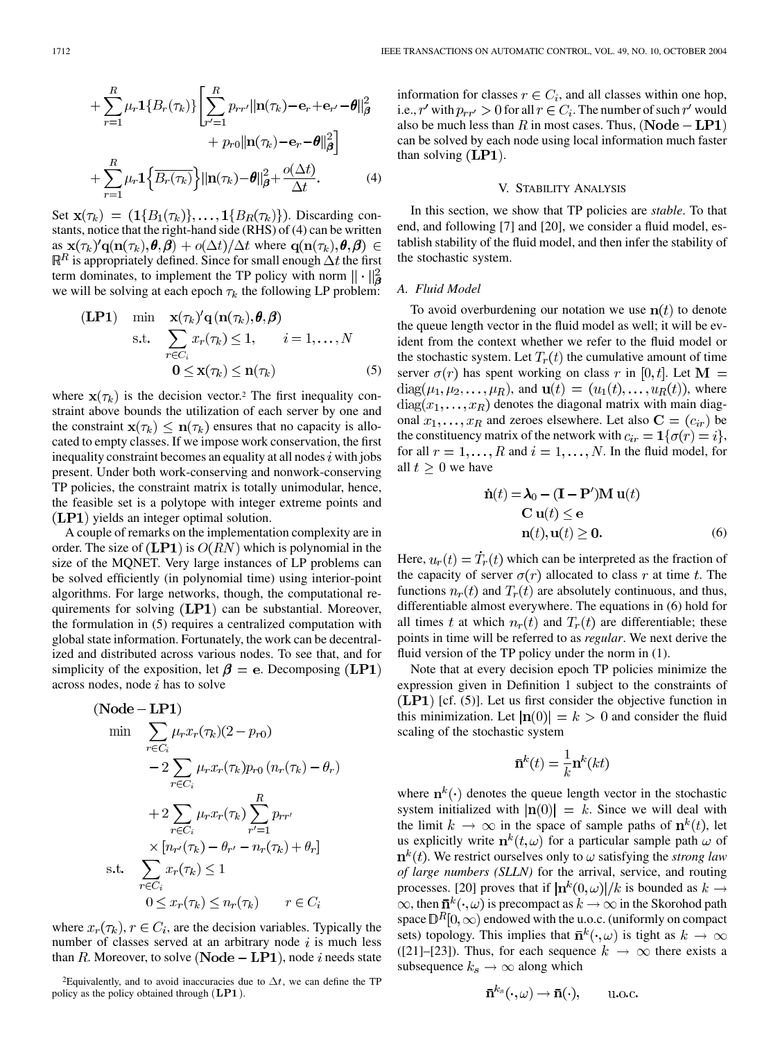$$+\sum_{r=1}^{R}\mu_r \mathbf{1}\{B_r(\tau_k)\}\left[\sum_{r'=1}^{R}p_{rr'}\|\mathbf{n}(\tau_k)-\mathbf{e}_r+\mathbf{e}_{r'}-\boldsymbol{\theta}\|_{\boldsymbol{\beta}}^2 + p_{r0}\|\mathbf{n}(\tau_k)-\mathbf{e}_r-\boldsymbol{\theta}\|_{\boldsymbol{\beta}}^2\right] + \sum_{r=1}^{R}\mu_r\mathbf{1}\left\{\overline{B_r(\tau_k)}\right\}\|\mathbf{n}(\tau_k)-\boldsymbol{\theta}\|_{\boldsymbol{\beta}}^2 + \frac{o(\Delta t)}{\Delta t}. \quad (4)$$

Set $\mathbf{x}(\tau_k) = (\mathbf{1}\{B_1(\tau_k)\},\ldots,\mathbf{1}\{B_R(\tau_k)\})$. Discarding constants, notice that the right-hand side (RHS) of (4) can be written as $\mathbf{x}(\tau_k)'\mathbf{q}(\mathbf{n}(\tau_k),\boldsymbol{\theta},\boldsymbol{\beta}) + o(\Delta t)/\Delta t$ where $\mathbf{q}(\mathbf{n}(\tau_k),\boldsymbol{\theta},\boldsymbol{\beta}) \in \mathbb{R}^R$ is appropriately defined. Since for small enough $\Delta t$ the first term dominates, to implement the TP policy with norm $\|\cdot\|_{\boldsymbol{\beta}}^2$ we will be solving at each epoch $\tau_k$ the following LP problem:

$$\begin{aligned}
(\mathbf{LP1}) \quad \min \quad & \mathbf{x}(\tau_k)'\mathbf{q}(\mathbf{n}(\tau_k),\boldsymbol{\theta},\boldsymbol{\beta}) \\
\text{s.t.} \quad & \sum_{r\in C_i} x_r(\tau_k) \le 1, \qquad i=1,\ldots,N \\
& \mathbf{0} \le \mathbf{x}(\tau_k) \le \mathbf{n}(\tau_k)
\end{aligned} \quad (5)$$

where $\mathbf{x}(\tau_k)$ is the decision vector.[2] The first inequality constraint above bounds the utilization of each server by one and the constraint $\mathbf{x}(\tau_k) \le \mathbf{n}(\tau_k)$ ensures that no capacity is allocated to empty classes. If we impose work conservation, the first inequality constraint becomes an equality at all nodes $i$ with jobs present. Under both work-conserving and nonwork-conserving TP policies, the constraint matrix is totally unimodular, hence, the feasible set is a polytope with integer extreme points and $(\mathbf{LP1})$ yields an integer optimal solution.

A couple of remarks on the implementation complexity are in order. The size of $(\mathbf{LP1})$ is $O(RN)$ which is polynomial in the size of the MQNET. Very large instances of LP problems can be solved efficiently (in polynomial time) using interior-point algorithms. For large networks, though, the computational requirements for solving $(\mathbf{LP1})$ can be substantial. Moreover, the formulation in (5) requires a centralized computation with global state information. Fortunately, the work can be decentralized and distributed across various nodes. To see that, and for simplicity of the exposition, let $\boldsymbol{\beta} = \mathbf{e}$. Decomposing $(\mathbf{LP1})$ across nodes, node $i$ has to solve

$$\begin{aligned}
(\mathbf{Node-LP1}) & \\
\min \quad & \sum_{r\in C_i}\mu_r x_r(\tau_k)(2-p_{r0}) \\
& -2\sum_{r\in C_i}\mu_r x_r(\tau_k)p_{r0}\left(n_r(\tau_k)-\theta_r\right) \\
& +2\sum_{r\in C_i}\mu_r x_r(\tau_k)\sum_{r'=1}^{R}p_{rr'} \\
& \times\left[n_{r'}(\tau_k)-\theta_{r'}-n_r(\tau_k)+\theta_r\right] \\
\text{s.t.} \quad & \sum_{r\in C_i} x_r(\tau_k) \le 1 \\
& 0 \le x_r(\tau_k) \le n_r(\tau_k) \qquad r\in C_i
\end{aligned}$$

where $x_r(\tau_k)$, $r\in C_i$, are the decision variables. Typically the number of classes served at an arbitrary node $i$ is much less than $R$. Moreover, to solve $(\mathbf{Node-LP1})$, node $i$ needs state information for classes $r\in C_i$, and all classes within one hop, i.e., $r'$ with $p_{rr'}>0$ for all $r\in C_i$. The number of such $r'$ would also be much less than $R$ in most cases. Thus, $(\mathbf{Node-LP1})$ can be solved by each node using local information much faster than solving $(\mathbf{LP1})$.

[2] Equivalently, and to avoid inaccuracies due to $\Delta t$, we can define the TP policy as the policy obtained through $(\mathbf{LP1})$.

## V. Stability Analysis

In this section, we show that TP policies are *stable*. To that end, and following [7] and [20], we consider a fluid model, establish stability of the fluid model, and then infer the stability of the stochastic system.

### A. Fluid Model

To avoid overburdening our notation we use $\mathbf{n}(t)$ to denote the queue length vector in the fluid model as well; it will be evident from the context whether we refer to the fluid model or the stochastic system. Let $T_r(t)$ the cumulative amount of time server $\sigma(r)$ has spent working on class $r$ in $[0,t]$. Let $\mathbf{M} = \mathrm{diag}(\mu_1,\mu_2,\ldots,\mu_R)$, and $\mathbf{u}(t) = (u_1(t),\ldots,u_R(t))$, where $\mathrm{diag}(x_1,\ldots,x_R)$ denotes the diagonal matrix with main diagonal $x_1,\ldots,x_R$ and zeroes elsewhere. Let also $\mathbf{C} = (c_{ir})$ be the constituency matrix of the network with $c_{ir} = \mathbf{1}\{\sigma(r)=i\}$, for all $r=1,\ldots,R$ and $i=1,\ldots,N$. In the fluid model, for all $t\ge 0$ we have

$$\begin{aligned}
\dot{\mathbf{n}}(t) &= \boldsymbol{\lambda}_0 - (\mathbf{I}-\mathbf{P}')\mathbf{M}\,\mathbf{u}(t) \\
&\mathbf{C}\,\mathbf{u}(t) \le \mathbf{e} \\
&\mathbf{n}(t),\mathbf{u}(t) \ge \mathbf{0}.
\end{aligned} \quad (6)$$

Here, $u_r(t) = \dot{T}_r(t)$ which can be interpreted as the fraction of the capacity of server $\sigma(r)$ allocated to class $r$ at time $t$. The functions $n_r(t)$ and $T_r(t)$ are absolutely continuous, and thus, differentiable almost everywhere. The equations in (6) hold for all times $t$ at which $n_r(t)$ and $T_r(t)$ are differentiable; these points in time will be referred to as *regular*. We next derive the fluid version of the TP policy under the norm in (1).

Note that at every decision epoch TP policies minimize the expression given in Definition 1 subject to the constraints of $(\mathbf{LP1})$ [cf. (5)]. Let us first consider the objective function in this minimization. Let $|\mathbf{n}(0)| = k > 0$ and consider the fluid scaling of the stochastic system

$$\bar{\mathbf{n}}^k(t) = \frac{1}{k}\mathbf{n}^k(kt)$$

where $\mathbf{n}^k(\cdot)$ denotes the queue length vector in the stochastic system initialized with $|\mathbf{n}(0)| = k$. Since we will deal with the limit $k\to\infty$ in the space of sample paths of $\mathbf{n}^k(t)$, let us explicitly write $\mathbf{n}^k(t,\omega)$ for a particular sample path $\omega$ of $\mathbf{n}^k(t)$. We restrict ourselves only to $\omega$ satisfying the *strong law of large numbers (SLLN)* for the arrival, service, and routing processes. [20] proves that if $|\mathbf{n}^k(0,\omega)|/k$ is bounded as $k\to\infty$, then $\bar{\mathbf{n}}^k(\cdot,\omega)$ is precompact as $k\to\infty$ in the Skorohod path space $\mathbb{D}^R[0,\infty)$ endowed with the u.o.c. (uniformly on compact sets) topology. This implies that $\bar{\mathbf{n}}^k(\cdot,\omega)$ is tight as $k\to\infty$ ([21]–[23]). Thus, for each sequence $k\to\infty$ there exists a subsequence $k_s\to\infty$ along which

$$\bar{\mathbf{n}}^{k_s}(\cdot,\omega)\to\bar{\mathbf{n}}(\cdot), \qquad \text{u.o.c.}$$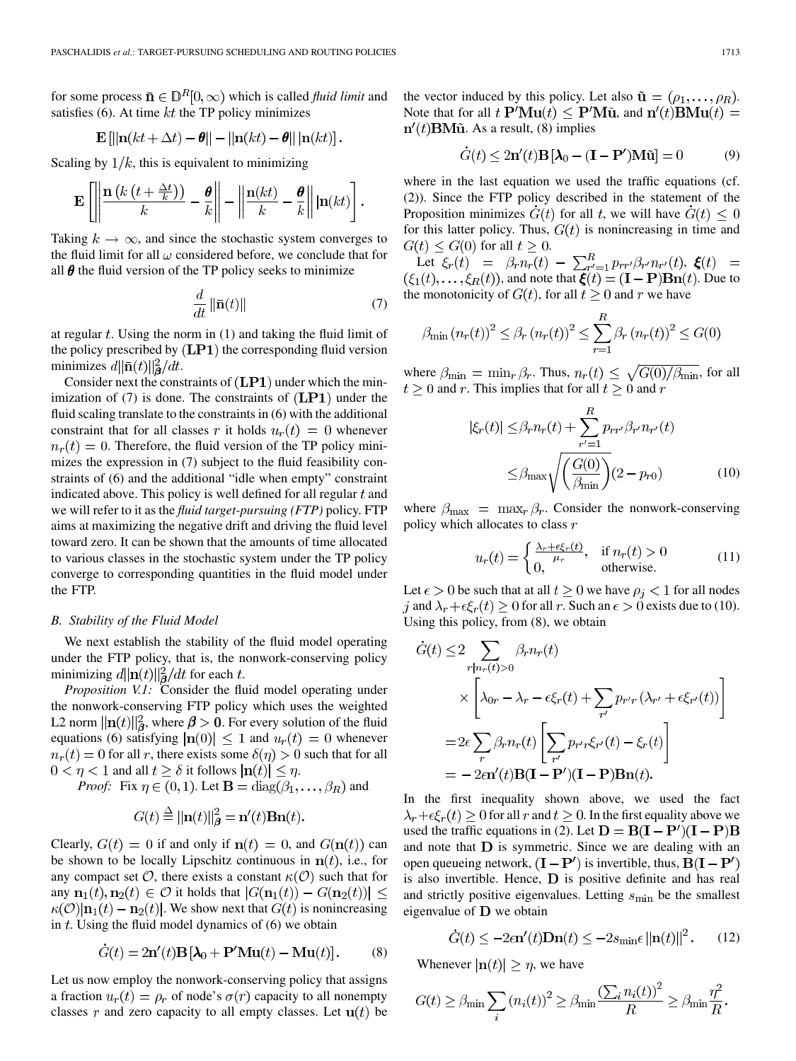for some process $\bar{\mathbf{n}} \in \mathbb{D}^R[0,\infty)$ which is called *fluid limit* and satisfies (6). At time $kt$ the TP policy minimizes

$$\mathbf{E}\left[\|\mathbf{n}(kt+\Delta t)-\boldsymbol{\theta}\|-\|\mathbf{n}(kt)-\boldsymbol{\theta}\|\,|\mathbf{n}(kt)\right].$$

Scaling by $1/k$, this is equivalent to minimizing

$$\mathbf{E}\left[\left\|\frac{\mathbf{n}\left(k\left(t+\frac{\Delta t}{k}\right)\right)}{k}-\frac{\boldsymbol{\theta}}{k}\right\|-\left\|\frac{\mathbf{n}(kt)}{k}-\frac{\boldsymbol{\theta}}{k}\right\|\,\Big|\mathbf{n}(kt)\right].$$

Taking $k\to\infty$, and since the stochastic system converges to the fluid limit for all $\omega$ considered before, we conclude that for all $\boldsymbol{\theta}$ the fluid version of the TP policy seeks to minimize

$$\frac{d}{dt}\|\bar{\mathbf{n}}(t)\| \tag{7}$$

at regular $t$. Using the norm in (1) and taking the fluid limit of the policy prescribed by $(\mathbf{LP1})$ the corresponding fluid version minimizes $d\|\bar{\mathbf{n}}(t)\|_{\boldsymbol{\beta}}^2/dt$.

Consider next the constraints of $(\mathbf{LP1})$ under which the minimization of (7) is done. The constraints of $(\mathbf{LP1})$ under the fluid scaling translate to the constraints in (6) with the additional constraint that for all classes $r$ it holds $u_r(t)=0$ whenever $n_r(t)=0$. Therefore, the fluid version of the TP policy minimizes the expression in (7) subject to the fluid feasibility constraints of (6) and the additional "idle when empty" constraint indicated above. This policy is well defined for all regular $t$ and we will refer to it as the *fluid target-pursuing (FTP)* policy. FTP aims at maximizing the negative drift and driving the fluid level toward zero. It can be shown that the amounts of time allocated to various classes in the stochastic system under the TP policy converge to corresponding quantities in the fluid model under the FTP.

### B. Stability of the Fluid Model

We next establish the stability of the fluid model operating under the FTP policy, that is, the nonwork-conserving policy minimizing $d\|\mathbf{n}(t)\|_{\boldsymbol{\beta}}^2/dt$ for each $t$.

*Proposition V.1:* Consider the fluid model operating under the nonwork-conserving FTP policy which uses the weighted L2 norm $\|\mathbf{n}(t)\|_{\boldsymbol{\beta}}^2$, where $\boldsymbol{\beta}>\mathbf{0}$. For every solution of the fluid equations (6) satisfying $|\mathbf{n}(0)|\le 1$ and $u_r(t)=0$ whenever $n_r(t)=0$ for all $r$, there exists some $\delta(\eta)>0$ such that for all $0<\eta<1$ and all $t\ge\delta$ it follows $|\mathbf{n}(t)|\le\eta$.

*Proof:* Fix $\eta\in(0,1)$. Let $\mathbf{B}=\mathrm{diag}(\beta_1,\ldots,\beta_R)$ and

$$G(t)\stackrel{\Delta}{=}\|\mathbf{n}(t)\|_{\boldsymbol{\beta}}^2=\mathbf{n}'(t)\mathbf{B}\mathbf{n}(t).$$

Clearly, $G(t)=0$ if and only if $\mathbf{n}(t)=0$, and $G(\mathbf{n}(t))$ can be shown to be locally Lipschitz continuous in $\mathbf{n}(t)$, i.e., for any compact set $\mathcal{O}$, there exists a constant $\kappa(\mathcal{O})$ such that for any $\mathbf{n}_1(t),\mathbf{n}_2(t)\in\mathcal{O}$ it holds that $|G(\mathbf{n}_1(t))-G(\mathbf{n}_2(t))|\le\kappa(\mathcal{O})|\mathbf{n}_1(t)-\mathbf{n}_2(t)|$. We show next that $G(t)$ is nonincreasing in $t$. Using the fluid model dynamics of (6) we obtain

$$\dot{G}(t)=2\mathbf{n}'(t)\mathbf{B}\left[\boldsymbol{\lambda}_0+\mathbf{P}'\mathbf{M}\mathbf{u}(t)-\mathbf{M}\mathbf{u}(t)\right]. \tag{8}$$

Let us now employ the nonwork-conserving policy that assigns a fraction $u_r(t)=\rho_r$ of node's $\sigma(r)$ capacity to all nonempty classes $r$ and zero capacity to all empty classes. Let $\mathbf{u}(t)$ be the vector induced by this policy. Let also $\check{\mathbf{u}}=(\rho_1,\ldots,\rho_R)$. Note that for all $t$ $\mathbf{P}'\mathbf{M}\mathbf{u}(t)\le\mathbf{P}'\mathbf{M}\check{\mathbf{u}}$, and $\mathbf{n}'(t)\mathbf{B}\mathbf{M}\mathbf{u}(t)=\mathbf{n}'(t)\mathbf{B}\mathbf{M}\check{\mathbf{u}}$. As a result, (8) implies

$$\dot{G}(t)\le 2\mathbf{n}'(t)\mathbf{B}\left[\boldsymbol{\lambda}_0-(\mathbf{I}-\mathbf{P}')\mathbf{M}\check{\mathbf{u}}\right]=0 \tag{9}$$

where in the last equation we used the traffic equations (cf. (2)). Since the FTP policy described in the statement of the Proposition minimizes $\dot{G}(t)$ for all $t$, we will have $\dot{G}(t)\le 0$ for this latter policy. Thus, $G(t)$ is nonincreasing in time and $G(t)\le G(0)$ for all $t\ge 0$.

Let $\xi_r(t)=\beta_r n_r(t)-\sum_{r'=1}^R p_{rr'}\beta_{r'}n_{r'}(t)$, $\boldsymbol{\xi}(t)=(\xi_1(t),\ldots,\xi_R(t))$, and note that $\boldsymbol{\xi}(t)=(\mathbf{I}-\mathbf{P})\mathbf{B}\mathbf{n}(t)$. Due to the monotonicity of $G(t)$, for all $t\ge 0$ and $r$ we have

$$\beta_{\min}\left(n_r(t)\right)^2\le\beta_r\left(n_r(t)\right)^2\le\sum_{r=1}^R\beta_r\left(n_r(t)\right)^2\le G(0)$$

where $\beta_{\min}=\min_r\beta_r$. Thus, $n_r(t)\le\sqrt{G(0)/\beta_{\min}}$, for all $t\ge 0$ and $r$. This implies that for all $t\ge 0$ and $r$

$$\begin{aligned}|\xi_r(t)|&\le\beta_r n_r(t)+\sum_{r'=1}^R p_{rr'}\beta_{r'}n_{r'}(t)\\&\le\beta_{\max}\sqrt{\left(\frac{G(0)}{\beta_{\min}}\right)}(2-p_{r0})\end{aligned} \tag{10}$$

where $\beta_{\max}=\max_r\beta_r$. Consider the nonwork-conserving policy which allocates to class $r$

$$u_r(t)=\begin{cases}\frac{\lambda_r+\epsilon\xi_r(t)}{\mu_r}, & \text{if } n_r(t)>0\\ 0, & \text{otherwise.}\end{cases} \tag{11}$$

Let $\epsilon>0$ be such that at all $t\ge 0$ we have $\rho_j<1$ for all nodes $j$ and $\lambda_r+\epsilon\xi_r(t)\ge 0$ for all $r$. Such an $\epsilon>0$ exists due to (10). Using this policy, from (8), we obtain

$$\begin{aligned}\dot{G}(t)\le&\,2\sum_{r|n_r(t)>0}\beta_r n_r(t)\\&\times\left[\lambda_{0r}-\lambda_r-\epsilon\xi_r(t)+\sum_{r'}p_{r'r}\left(\lambda_{r'}+\epsilon\xi_{r'}(t)\right)\right]\\=&\,2\epsilon\sum_r\beta_r n_r(t)\left[\sum_{r'}p_{r'r}\xi_{r'}(t)-\xi_r(t)\right]\\=&\,-2\epsilon\mathbf{n}'(t)\mathbf{B}(\mathbf{I}-\mathbf{P}')(\mathbf{I}-\mathbf{P})\mathbf{B}\mathbf{n}(t).\end{aligned}$$

In the first inequality shown above, we used the fact $\lambda_r+\epsilon\xi_r(t)\ge 0$ for all $r$ and $t\ge 0$. In the first equality above we used the traffic equations in (2). Let $\mathbf{D}=\mathbf{B}(\mathbf{I}-\mathbf{P}')(\mathbf{I}-\mathbf{P})\mathbf{B}$ and note that $\mathbf{D}$ is symmetric. Since we are dealing with an open queueing network, $(\mathbf{I}-\mathbf{P}')$ is invertible, thus, $\mathbf{B}(\mathbf{I}-\mathbf{P}')$ is also invertible. Hence, $\mathbf{D}$ is positive definite and has real and strictly positive eigenvalues. Letting $s_{\min}$ be the smallest eigenvalue of $\mathbf{D}$ we obtain

$$\dot{G}(t)\le-2\epsilon\mathbf{n}'(t)\mathbf{D}\mathbf{n}(t)\le-2s_{\min}\epsilon\|\mathbf{n}(t)\|^2. \tag{12}$$

Whenever $|\mathbf{n}(t)|\ge\eta$, we have

$$G(t)\ge\beta_{\min}\sum_i\left(n_i(t)\right)^2\ge\beta_{\min}\frac{\left(\sum_i n_i(t)\right)^2}{R}\ge\beta_{\min}\frac{\eta^2}{R}.$$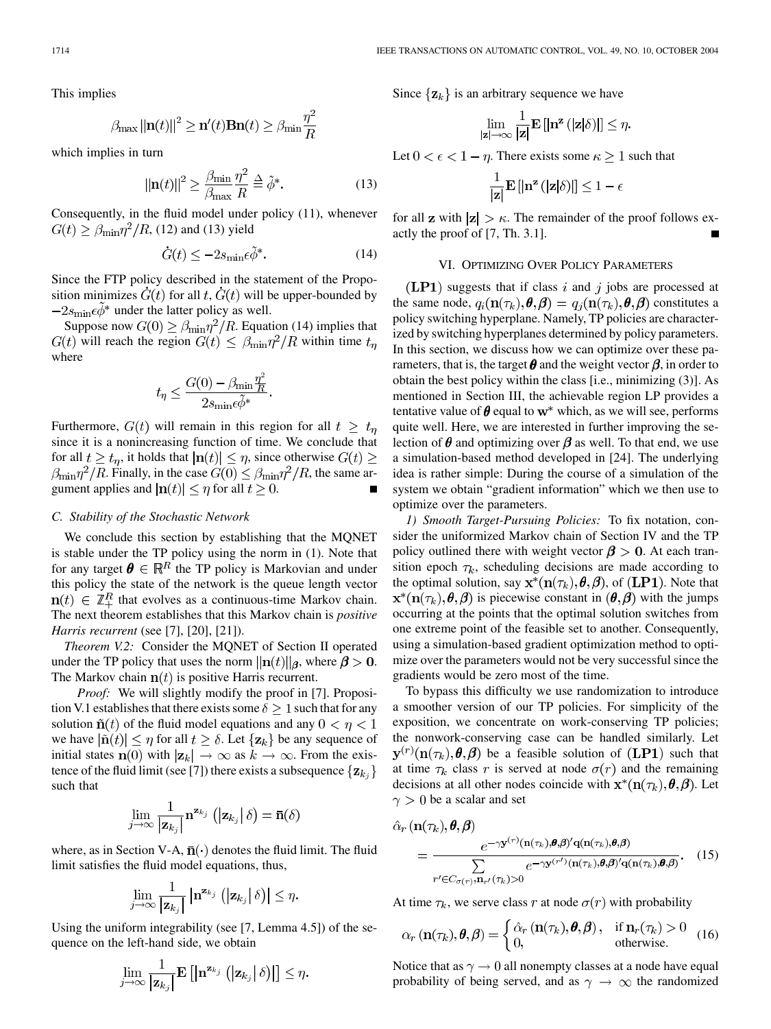This implies

$$\beta_{\max} \|\mathbf{n}(t)\|^2 \geq \mathbf{n}'(t)\mathbf{B}\mathbf{n}(t) \geq \beta_{\min} \frac{\eta^2}{R}$$

which implies in turn

$$\|\mathbf{n}(t)\|^2 \geq \frac{\beta_{\min}}{\beta_{\max}} \frac{\eta^2}{R} \triangleq \tilde{\phi}^*. \tag{13}$$

Consequently, in the fluid model under policy (11), whenever $G(t) \geq \beta_{\min}\eta^2/R$, (12) and (13) yield

$$\dot{G}(t) \leq -2s_{\min}\epsilon\tilde{\phi}^*. \tag{14}$$

Since the FTP policy described in the statement of the Proposition minimizes $\dot{G}(t)$ for all $t$, $\dot{G}(t)$ will be upper-bounded by $-2s_{\min}\epsilon\tilde{\phi}^*$ under the latter policy as well.

Suppose now $G(0) \geq \beta_{\min}\eta^2/R$. Equation (14) implies that $G(t)$ will reach the region $G(t) \leq \beta_{\min}\eta^2/R$ within time $t_\eta$ where

$$t_\eta \leq \frac{G(0) - \beta_{\min}\frac{\eta^2}{R}}{2s_{\min}\epsilon\tilde{\phi}^*}.$$

Furthermore, $G(t)$ will remain in this region for all $t \geq t_\eta$ since it is a nonincreasing function of time. We conclude that for all $t \geq t_\eta$, it holds that $|\mathbf{n}(t)| \leq \eta$, since otherwise $G(t) \geq \beta_{\min}\eta^2/R$. Finally, in the case $G(0) \leq \beta_{\min}\eta^2/R$, the same argument applies and $|\mathbf{n}(t)| \leq \eta$ for all $t \geq 0$. ■

### C. Stability of the Stochastic Network

We conclude this section by establishing that the MQNET is stable under the TP policy using the norm in (1). Note that for any target $\boldsymbol{\theta} \in \mathbb{R}^R$ the TP policy is Markovian and under this policy the state of the network is the queue length vector $\mathbf{n}(t) \in \mathbb{Z}_+^R$ that evolves as a continuous-time Markov chain. The next theorem establishes that this Markov chain is *positive Harris recurrent* (see [7], [20], [21]).

*Theorem V.2:* Consider the MQNET of Section II operated under the TP policy that uses the norm $\|\mathbf{n}(t)\|_{\boldsymbol{\beta}}$, where $\boldsymbol{\beta} > \mathbf{0}$. The Markov chain $\mathbf{n}(t)$ is positive Harris recurrent.

*Proof:* We will slightly modify the proof in [7]. Proposition V.1 establishes that there exists some $\delta \geq 1$ such that for any solution $\tilde{\mathbf{n}}(t)$ of the fluid model equations and any $0 < \eta < 1$ we have $|\tilde{\mathbf{n}}(t)| \leq \eta$ for all $t \geq \delta$. Let $\{\mathbf{z}_k\}$ be any sequence of initial states $\mathbf{n}(0)$ with $|\mathbf{z}_k| \to \infty$ as $k \to \infty$. From the existence of the fluid limit (see [7]) there exists a subsequence $\{\mathbf{z}_{k_j}\}$ such that

$$\lim_{j\to\infty} \frac{1}{|\mathbf{z}_{k_j}|} \mathbf{n}^{\mathbf{z}_{k_j}}\left(|\mathbf{z}_{k_j}|\,\delta\right) = \bar{\mathbf{n}}(\delta)$$

where, as in Section V-A, $\bar{\mathbf{n}}(\cdot)$ denotes the fluid limit. The fluid limit satisfies the fluid model equations, thus,

$$\lim_{j\to\infty} \frac{1}{|\mathbf{z}_{k_j}|} \left|\mathbf{n}^{\mathbf{z}_{k_j}}\left(|\mathbf{z}_{k_j}|\,\delta\right)\right| \leq \eta.$$

Using the uniform integrability (see [7, Lemma 4.5]) of the sequence on the left-hand side, we obtain

$$\lim_{j\to\infty} \frac{1}{|\mathbf{z}_{k_j}|} \mathbf{E}\left[\left|\mathbf{n}^{\mathbf{z}_{k_j}}\left(|\mathbf{z}_{k_j}|\,\delta\right)\right|\right] \leq \eta.$$

Since $\{\mathbf{z}_k\}$ is an arbitrary sequence we have

$$\lim_{|\mathbf{z}|\to\infty} \frac{1}{|\mathbf{z}|} \mathbf{E}\left[\mathbf{n}^{\mathbf{z}}\left(|\mathbf{z}|\delta\right)\right] \leq \eta.$$

Let $0 < \epsilon < 1 - \eta$. There exists some $\kappa \geq 1$ such that

$$\frac{1}{|\mathbf{z}|} \mathbf{E}\left[\mathbf{n}^{\mathbf{z}}\left(|\mathbf{z}|\delta\right)\right] \leq 1 - \epsilon$$

for all $\mathbf{z}$ with $|\mathbf{z}| > \kappa$. The remainder of the proof follows exactly the proof of [7, Th. 3.1]. ■

## VI. Optimizing Over Policy Parameters

$(\mathbf{LP1})$ suggests that if class $i$ and $j$ jobs are processed at the same node, $q_i(\mathbf{n}(\tau_k), \boldsymbol{\theta}, \boldsymbol{\beta}) = q_j(\mathbf{n}(\tau_k), \boldsymbol{\theta}, \boldsymbol{\beta})$ constitutes a policy switching hyperplane. Namely, TP policies are characterized by switching hyperplanes determined by policy parameters. In this section, we discuss how we can optimize over these parameters, that is, the target $\boldsymbol{\theta}$ and the weight vector $\boldsymbol{\beta}$, in order to obtain the best policy within the class [i.e., minimizing (3)]. As mentioned in Section III, the achievable region LP provides a tentative value of $\boldsymbol{\theta}$ equal to $\mathbf{w}^*$ which, as we will see, performs quite well. Here, we are interested in further improving the selection of $\boldsymbol{\theta}$ and optimizing over $\boldsymbol{\beta}$ as well. To that end, we use a simulation-based method developed in [24]. The underlying idea is rather simple: During the course of a simulation of the system we obtain "gradient information" which we then use to optimize over the parameters.

*1) Smooth Target-Pursuing Policies:* To fix notation, consider the uniformized Markov chain of Section IV and the TP policy outlined there with weight vector $\boldsymbol{\beta} > \mathbf{0}$. At each transition epoch $\tau_k$, scheduling decisions are made according to the optimal solution, say $\mathbf{x}^*(\mathbf{n}(\tau_k), \boldsymbol{\theta}, \boldsymbol{\beta})$, of $(\mathbf{LP1})$. Note that $\mathbf{x}^*(\mathbf{n}(\tau_k), \boldsymbol{\theta}, \boldsymbol{\beta})$ is piecewise constant in $(\boldsymbol{\theta}, \boldsymbol{\beta})$ with the jumps occurring at the points that the optimal solution switches from one extreme point of the feasible set to another. Consequently, using a simulation-based gradient optimization method to optimize over the parameters would not be very successful since the gradients would be zero most of the time.

To bypass this difficulty we use randomization to introduce a smoother version of our TP policies. For simplicity of the exposition, we concentrate on work-conserving TP policies; the nonwork-conserving case can be handled similarly. Let $\mathbf{y}^{(r)}(\mathbf{n}(\tau_k), \boldsymbol{\theta}, \boldsymbol{\beta})$ be a feasible solution of $(\mathbf{LP1})$ such that at time $\tau_k$ class $r$ is served at node $\sigma(r)$ and the remaining decisions at all other nodes coincide with $\mathbf{x}^*(\mathbf{n}(\tau_k), \boldsymbol{\theta}, \boldsymbol{\beta})$. Let $\gamma > 0$ be a scalar and set

$$\hat{\alpha}_r\left(\mathbf{n}(\tau_k), \boldsymbol{\theta}, \boldsymbol{\beta}\right) = \frac{e^{-\gamma \mathbf{y}^{(r)}(\mathbf{n}(\tau_k), \boldsymbol{\theta}, \boldsymbol{\beta})' \mathbf{q}(\mathbf{n}(\tau_k), \boldsymbol{\theta}, \boldsymbol{\beta})}}{\sum_{r' \in C_{\sigma(r)}, \mathbf{n}_{r'}(\tau_k) > 0} e^{-\gamma \mathbf{y}^{(r')}(\mathbf{n}(\tau_k), \boldsymbol{\theta}, \boldsymbol{\beta})' \mathbf{q}(\mathbf{n}(\tau_k), \boldsymbol{\theta}, \boldsymbol{\beta})}}. \tag{15}$$

At time $\tau_k$, we serve class $r$ at node $\sigma(r)$ with probability

$$\alpha_r\left(\mathbf{n}(\tau_k), \boldsymbol{\theta}, \boldsymbol{\beta}\right) = \begin{cases} \hat{\alpha}_r\left(\mathbf{n}(\tau_k), \boldsymbol{\theta}, \boldsymbol{\beta}\right), & \text{if } \mathbf{n}_r(\tau_k) > 0 \\ 0, & \text{otherwise.} \end{cases} \tag{16}$$

Notice that as $\gamma \to 0$ all nonempty classes at a node have equal probability of being served, and as $\gamma \to \infty$ the randomized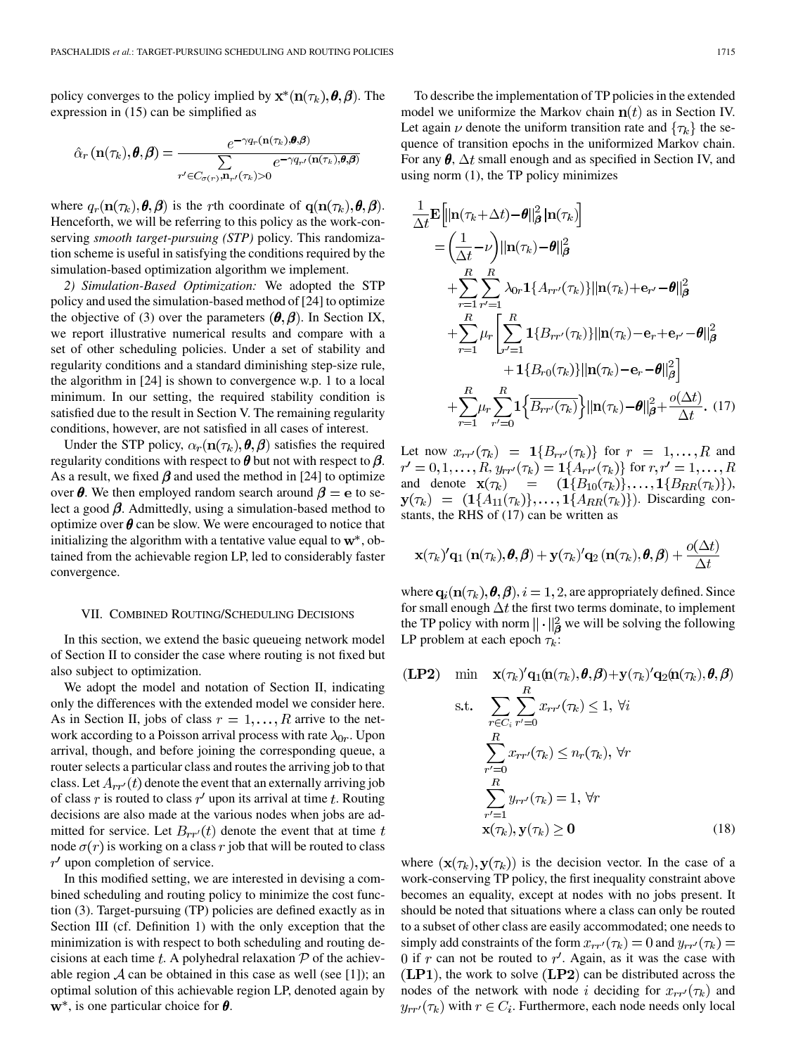policy converges to the policy implied by $\mathbf{x}^*(\mathbf{n}(\tau_k), \boldsymbol{\theta}, \boldsymbol{\beta})$. The expression in (15) can be simplified as

$$\hat{\alpha}_r(\mathbf{n}(\tau_k), \boldsymbol{\theta}, \boldsymbol{\beta}) = \frac{e^{-\gamma q_r(\mathbf{n}(\tau_k), \boldsymbol{\theta}, \boldsymbol{\beta})}}{\sum_{r' \in C_{\sigma(r)}, \mathbf{n}_{r'}(\tau_k) > 0} e^{-\gamma q_{r'}(\mathbf{n}(\tau_k), \boldsymbol{\theta}, \boldsymbol{\beta})}}$$

where $q_r(\mathbf{n}(\tau_k), \boldsymbol{\theta}, \boldsymbol{\beta})$ is the $r$th coordinate of $\mathbf{q}(\mathbf{n}(\tau_k), \boldsymbol{\theta}, \boldsymbol{\beta})$. Henceforth, we will be referring to this policy as the work-conserving *smooth target-pursuing (STP)* policy. This randomization scheme is useful in satisfying the conditions required by the simulation-based optimization algorithm we implement.

*2) Simulation-Based Optimization:* We adopted the STP policy and used the simulation-based method of [24] to optimize the objective of (3) over the parameters $(\boldsymbol{\theta}, \boldsymbol{\beta})$. In Section IX, we report illustrative numerical results and compare with a set of other scheduling policies. Under a set of stability and regularity conditions and a standard diminishing step-size rule, the algorithm in [24] is shown to convergence w.p. 1 to a local minimum. In our setting, the required stability condition is satisfied due to the result in Section V. The remaining regularity conditions, however, are not satisfied in all cases of interest.

Under the STP policy, $\alpha_r(\mathbf{n}(\tau_k), \boldsymbol{\theta}, \boldsymbol{\beta})$ satisfies the required regularity conditions with respect to $\boldsymbol{\theta}$ but not with respect to $\boldsymbol{\beta}$. As a result, we fixed $\boldsymbol{\beta}$ and used the method in [24] to optimize over $\boldsymbol{\theta}$. We then employed random search around $\boldsymbol{\beta} = \mathbf{e}$ to select a good $\boldsymbol{\beta}$. Admittedly, using a simulation-based method to optimize over $\boldsymbol{\theta}$ can be slow. We were encouraged to notice that initializing the algorithm with a tentative value equal to $\mathbf{w}^*$, obtained from the achievable region LP, led to considerably faster convergence.

## VII. Combined Routing/Scheduling Decisions

In this section, we extend the basic queueing network model of Section II to consider the case where routing is not fixed but also subject to optimization.

We adopt the model and notation of Section II, indicating only the differences with the extended model we consider here. As in Section II, jobs of class $r = 1, \ldots, R$ arrive to the network according to a Poisson arrival process with rate $\lambda_{0r}$. Upon arrival, though, and before joining the corresponding queue, a router selects a particular class and routes the arriving job to that class. Let $A_{rr'}(t)$ denote the event that an externally arriving job of class $r$ is routed to class $r'$ upon its arrival at time $t$. Routing decisions are also made at the various nodes when jobs are admitted for service. Let $B_{rr'}(t)$ denote the event that at time $t$ node $\sigma(r)$ is working on a class $r$ job that will be routed to class $r'$ upon completion of service.

In this modified setting, we are interested in devising a combined scheduling and routing policy to minimize the cost function (3). Target-pursuing (TP) policies are defined exactly as in Section III (cf. Definition 1) with the only exception that the minimization is with respect to both scheduling and routing decisions at each time $t$. A polyhedral relaxation $\mathcal{P}$ of the achievable region $\mathcal{A}$ can be obtained in this case as well (see [1]); an optimal solution of this achievable region LP, denoted again by $\mathbf{w}^*$, is one particular choice for $\boldsymbol{\theta}$.

To describe the implementation of TP policies in the extended model we uniformize the Markov chain $\mathbf{n}(t)$ as in Section IV. Let again $\nu$ denote the uniform transition rate and $\{\tau_k\}$ the sequence of transition epochs in the uniformized Markov chain. For any $\boldsymbol{\theta}$, $\Delta t$ small enough and as specified in Section IV, and using norm (1), the TP policy minimizes

$$\begin{aligned}
\frac{1}{\Delta t}\mathbf{E}\Big[\|\mathbf{n}(\tau_k+\Delta t)-\boldsymbol{\theta}\|_{\boldsymbol{\beta}}^2 \,|\, \mathbf{n}(\tau_k)\Big]
&= \left(\frac{1}{\Delta t}-\nu\right)\|\mathbf{n}(\tau_k)-\boldsymbol{\theta}\|_{\boldsymbol{\beta}}^2 \\
&\quad+\sum_{r=1}^{R}\sum_{r'=1}^{R}\lambda_{0r}\mathbf{1}\{A_{rr'}(\tau_k)\}\|\mathbf{n}(\tau_k)+\mathbf{e}_{r'}-\boldsymbol{\theta}\|_{\boldsymbol{\beta}}^2 \\
&\quad+\sum_{r=1}^{R}\mu_r\Bigg[\sum_{r'=1}^{R}\mathbf{1}\{B_{rr'}(\tau_k)\}\|\mathbf{n}(\tau_k)-\mathbf{e}_r+\mathbf{e}_{r'}-\boldsymbol{\theta}\|_{\boldsymbol{\beta}}^2 \\
&\qquad\qquad+\mathbf{1}\{B_{r0}(\tau_k)\}\|\mathbf{n}(\tau_k)-\mathbf{e}_r-\boldsymbol{\theta}\|_{\boldsymbol{\beta}}^2\Bigg] \\
&\quad+\sum_{r=1}^{R}\mu_r\sum_{r'=0}^{R}\mathbf{1}\left\{\overline{B_{rr'}(\tau_k)}\right\}\|\mathbf{n}(\tau_k)-\boldsymbol{\theta}\|_{\boldsymbol{\beta}}^2+\frac{o(\Delta t)}{\Delta t}. \qquad (17)
\end{aligned}$$

Let now $x_{rr'}(\tau_k) = \mathbf{1}\{B_{rr'}(\tau_k)\}$ for $r = 1, \ldots, R$ and $r' = 0, 1, \ldots, R$, $y_{rr'}(\tau_k) = \mathbf{1}\{A_{rr'}(\tau_k)\}$ for $r, r' = 1, \ldots, R$ and denote $\mathbf{x}(\tau_k) = (\mathbf{1}\{B_{10}(\tau_k)\}, \ldots, \mathbf{1}\{B_{RR}(\tau_k)\})$, $\mathbf{y}(\tau_k) = (\mathbf{1}\{A_{11}(\tau_k)\}, \ldots, \mathbf{1}\{A_{RR}(\tau_k)\})$. Discarding constants, the RHS of (17) can be written as

$$\mathbf{x}(\tau_k)'\mathbf{q}_1(\mathbf{n}(\tau_k), \boldsymbol{\theta}, \boldsymbol{\beta}) + \mathbf{y}(\tau_k)'\mathbf{q}_2(\mathbf{n}(\tau_k), \boldsymbol{\theta}, \boldsymbol{\beta}) + \frac{o(\Delta t)}{\Delta t}$$

where $\mathbf{q}_i(\mathbf{n}(\tau_k), \boldsymbol{\theta}, \boldsymbol{\beta})$, $i = 1, 2$, are appropriately defined. Since for small enough $\Delta t$ the first two terms dominate, to implement the TP policy with norm $\|\cdot\|_{\boldsymbol{\beta}}^2$ we will be solving the following LP problem at each epoch $\tau_k$:

$$\begin{aligned}
(\mathbf{LP2}) \quad \min \quad & \mathbf{x}(\tau_k)'\mathbf{q}_1(\mathbf{n}(\tau_k), \boldsymbol{\theta}, \boldsymbol{\beta}) + \mathbf{y}(\tau_k)'\mathbf{q}_2(\mathbf{n}(\tau_k), \boldsymbol{\theta}, \boldsymbol{\beta}) \\
\text{s.t.} \quad & \sum_{r \in C_i}\sum_{r'=0}^{R} x_{rr'}(\tau_k) \le 1, \ \forall i \\
& \sum_{r'=0}^{R} x_{rr'}(\tau_k) \le n_r(\tau_k), \ \forall r \\
& \sum_{r'=1}^{R} y_{rr'}(\tau_k) = 1, \ \forall r \\
& \mathbf{x}(\tau_k), \mathbf{y}(\tau_k) \ge \mathbf{0} \qquad (18)
\end{aligned}$$

where $(\mathbf{x}(\tau_k), \mathbf{y}(\tau_k))$ is the decision vector. In the case of a work-conserving TP policy, the first inequality constraint above becomes an equality, except at nodes with no jobs present. It should be noted that situations where a class can only be routed to a subset of other class are easily accommodated; one needs to simply add constraints of the form $x_{rr'}(\tau_k) = 0$ and $y_{rr'}(\tau_k) = 0$ if $r$ can not be routed to $r'$. Again, as it was the case with $(\mathbf{LP1})$, the work to solve $(\mathbf{LP2})$ can be distributed across the nodes of the network with node $i$ deciding for $x_{rr'}(\tau_k)$ and $y_{rr'}(\tau_k)$ with $r \in C_i$. Furthermore, each node needs only local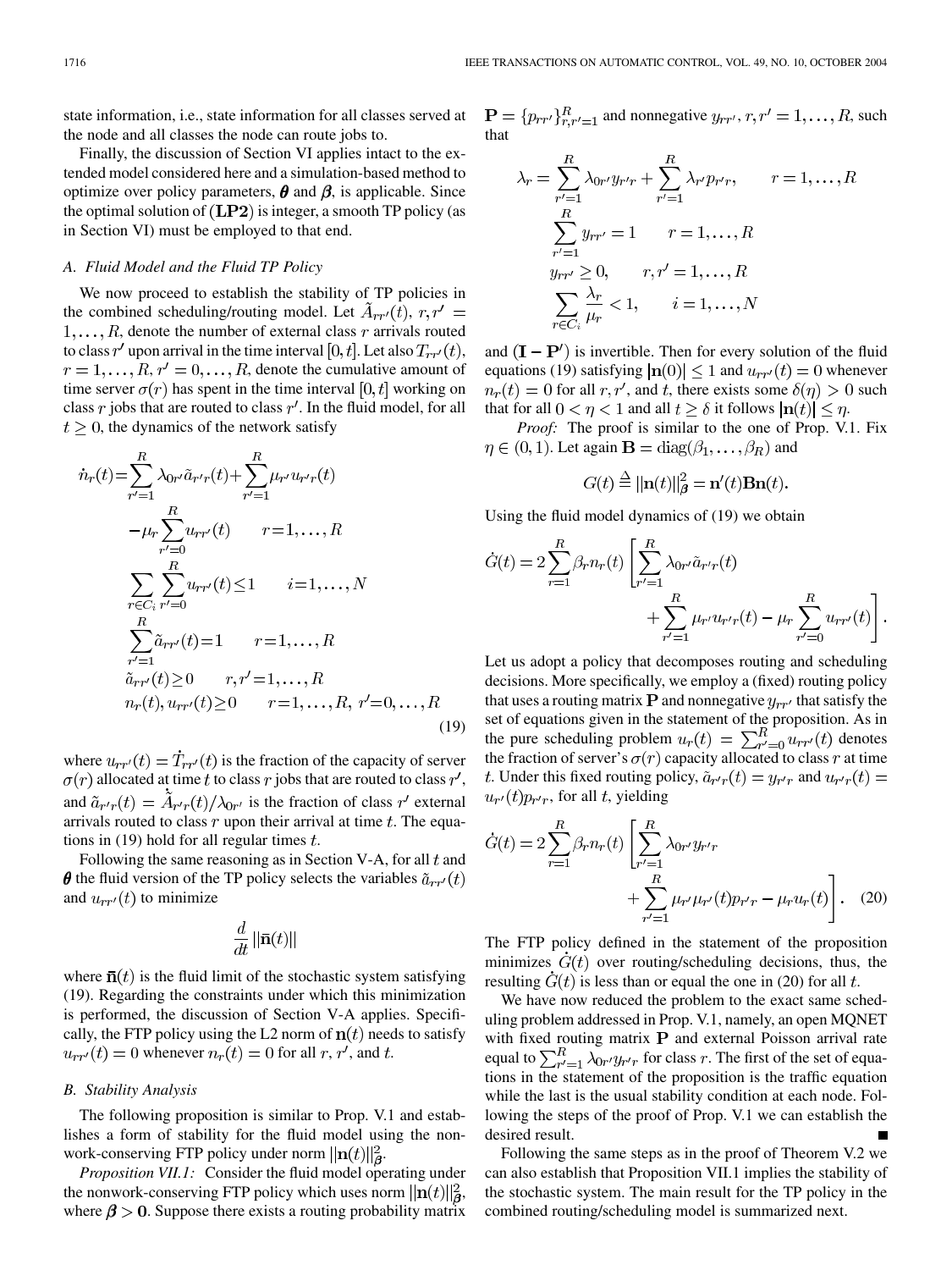state information, i.e., state information for all classes served at the node and all classes the node can route jobs to.

Finally, the discussion of Section VI applies intact to the extended model considered here and a simulation-based method to optimize over policy parameters, $\boldsymbol{\theta}$ and $\boldsymbol{\beta}$, is applicable. Since the optimal solution of $(\mathbf{LP2})$ is integer, a smooth TP policy (as in Section VI) must be employed to that end.

### A. Fluid Model and the Fluid TP Policy

We now proceed to establish the stability of TP policies in the combined scheduling/routing model. Let $\tilde{A}_{rr'}(t)$, $r, r' = 1, \ldots, R$, denote the number of external class $r$ arrivals routed to class $r'$ upon arrival in the time interval $[0, t]$. Let also $T_{rr'}(t)$, $r = 1, \ldots, R$, $r' = 0, \ldots, R$, denote the cumulative amount of time server $\sigma(r)$ has spent in the time interval $[0, t]$ working on class $r$ jobs that are routed to class $r'$. In the fluid model, for all $t \geq 0$, the dynamics of the network satisfy

$$
\begin{aligned}
\dot{n}_r(t) &= \sum_{r'=1}^{R} \lambda_{0r'} \tilde{a}_{r'r}(t) + \sum_{r'=1}^{R} \mu_{r'} u_{r'r}(t) \\
&\quad - \mu_r \sum_{r'=0}^{R} u_{rr'}(t) \qquad r = 1, \ldots, R \\
&\sum_{r \in C_i} \sum_{r'=0}^{R} u_{rr'}(t) \leq 1 \qquad i = 1, \ldots, N \\
&\sum_{r'=1}^{R} \tilde{a}_{rr'}(t) = 1 \qquad r = 1, \ldots, R \\
&\tilde{a}_{rr'}(t) \geq 0 \qquad r, r' = 1, \ldots, R \\
&n_r(t), u_{rr'}(t) \geq 0 \qquad r = 1, \ldots, R, \ r' = 0, \ldots, R
\end{aligned}
\tag{19}
$$

where $u_{rr'}(t) = \dot{T}_{rr'}(t)$ is the fraction of the capacity of server $\sigma(r)$ allocated at time $t$ to class $r$ jobs that are routed to class $r'$, and $\tilde{a}_{r'r}(t) = \dot{\tilde{A}}_{r'r}(t)/\lambda_{0r'}$ is the fraction of class $r'$ external arrivals routed to class $r$ upon their arrival at time $t$. The equations in (19) hold for all regular times $t$.

Following the same reasoning as in Section V-A, for all $t$ and $\boldsymbol{\theta}$ the fluid version of the TP policy selects the variables $\tilde{a}_{rr'}(t)$ and $u_{rr'}(t)$ to minimize

$$
\frac{d}{dt} \|\bar{\mathbf{n}}(t)\|
$$

where $\bar{\mathbf{n}}(t)$ is the fluid limit of the stochastic system satisfying (19). Regarding the constraints under which this minimization is performed, the discussion of Section V-A applies. Specifically, the FTP policy using the L2 norm of $\mathbf{n}(t)$ needs to satisfy $u_{rr'}(t) = 0$ whenever $n_r(t) = 0$ for all $r$, $r'$, and $t$.

### B. Stability Analysis

The following proposition is similar to Prop. V.1 and establishes a form of stability for the fluid model using the nonwork-conserving FTP policy under norm $\|\mathbf{n}(t)\|_{\boldsymbol{\beta}}^2$.

*Proposition VII.1:* Consider the fluid model operating under the nonwork-conserving FTP policy which uses norm $\|\mathbf{n}(t)\|_{\boldsymbol{\beta}}^2$, where $\boldsymbol{\beta} > \mathbf{0}$. Suppose there exists a routing probability matrix $\mathbf{P} = \{p_{rr'}\}_{r,r'=1}^{R}$ and nonnegative $y_{rr'}$, $r, r' = 1, \ldots, R$, such that

$$
\begin{aligned}
\lambda_r &= \sum_{r'=1}^{R} \lambda_{0r'} y_{r'r} + \sum_{r'=1}^{R} \lambda_{r'} p_{r'r}, \qquad r = 1, \ldots, R \\
&\sum_{r'=1}^{R} y_{rr'} = 1 \qquad r = 1, \ldots, R \\
&y_{rr'} \geq 0, \qquad r, r' = 1, \ldots, R \\
&\sum_{r \in C_i} \frac{\lambda_r}{\mu_r} < 1, \qquad i = 1, \ldots, N
\end{aligned}
$$

and $(\mathbf{I} - \mathbf{P}')$ is invertible. Then for every solution of the fluid equations (19) satisfying $|\mathbf{n}(0)| \leq 1$ and $u_{rr'}(t) = 0$ whenever $n_r(t) = 0$ for all $r, r'$, and $t$, there exists some $\delta(\eta) > 0$ such that for all $0 < \eta < 1$ and all $t \geq \delta$ it follows $|\mathbf{n}(t)| \leq \eta$.

*Proof:* The proof is similar to the one of Prop. V.1. Fix $\eta \in (0, 1)$. Let again $\mathbf{B} = \mathrm{diag}(\beta_1, \ldots, \beta_R)$ and

$$
G(t) \triangleq \|\mathbf{n}(t)\|_{\boldsymbol{\beta}}^2 = \mathbf{n}'(t)\mathbf{B}\mathbf{n}(t).
$$

Using the fluid model dynamics of (19) we obtain

$$
\dot{G}(t) = 2 \sum_{r=1}^{R} \beta_r n_r(t) \left[ \sum_{r'=1}^{R} \lambda_{0r'} \tilde{a}_{r'r}(t) + \sum_{r'=1}^{R} \mu_{r'} u_{r'r}(t) - \mu_r \sum_{r'=0}^{R} u_{rr'}(t) \right].
$$

Let us adopt a policy that decomposes routing and scheduling decisions. More specifically, we employ a (fixed) routing policy that uses a routing matrix $\mathbf{P}$ and nonnegative $y_{rr'}$ that satisfy the set of equations given in the statement of the proposition. As in the pure scheduling problem $u_r(t) = \sum_{r'=0}^{R} u_{rr'}(t)$ denotes the fraction of server's $\sigma(r)$ capacity allocated to class $r$ at time $t$. Under this fixed routing policy, $\tilde{a}_{r'r}(t) = y_{r'r}$ and $u_{r'r}(t) = u_{r'}(t) p_{r'r}$, for all $t$, yielding

$$
\dot{G}(t) = 2 \sum_{r=1}^{R} \beta_r n_r(t) \left[ \sum_{r'=1}^{R} \lambda_{0r'} y_{r'r} + \sum_{r'=1}^{R} \mu_{r'} \mu_{r'}(t) p_{r'r} - \mu_r u_r(t) \right]. \tag{20}
$$

The FTP policy defined in the statement of the proposition minimizes $\dot{G}(t)$ over routing/scheduling decisions, thus, the resulting $\dot{G}(t)$ is less than or equal the one in (20) for all $t$.

We have now reduced the problem to the exact same scheduling problem addressed in Prop. V.1, namely, an open MQNET with fixed routing matrix $\mathbf{P}$ and external Poisson arrival rate equal to $\sum_{r'=1}^{R} \lambda_{0r'} y_{r'r}$ for class $r$. The first of the set of equations in the statement of the proposition is the traffic equation while the last is the usual stability condition at each node. Following the steps of the proof of Prop. V.1 we can establish the desired result. ∎

Following the same steps as in the proof of Theorem V.2 we can also establish that Proposition VII.1 implies the stability of the stochastic system. The main result for the TP policy in the combined routing/scheduling model is summarized next.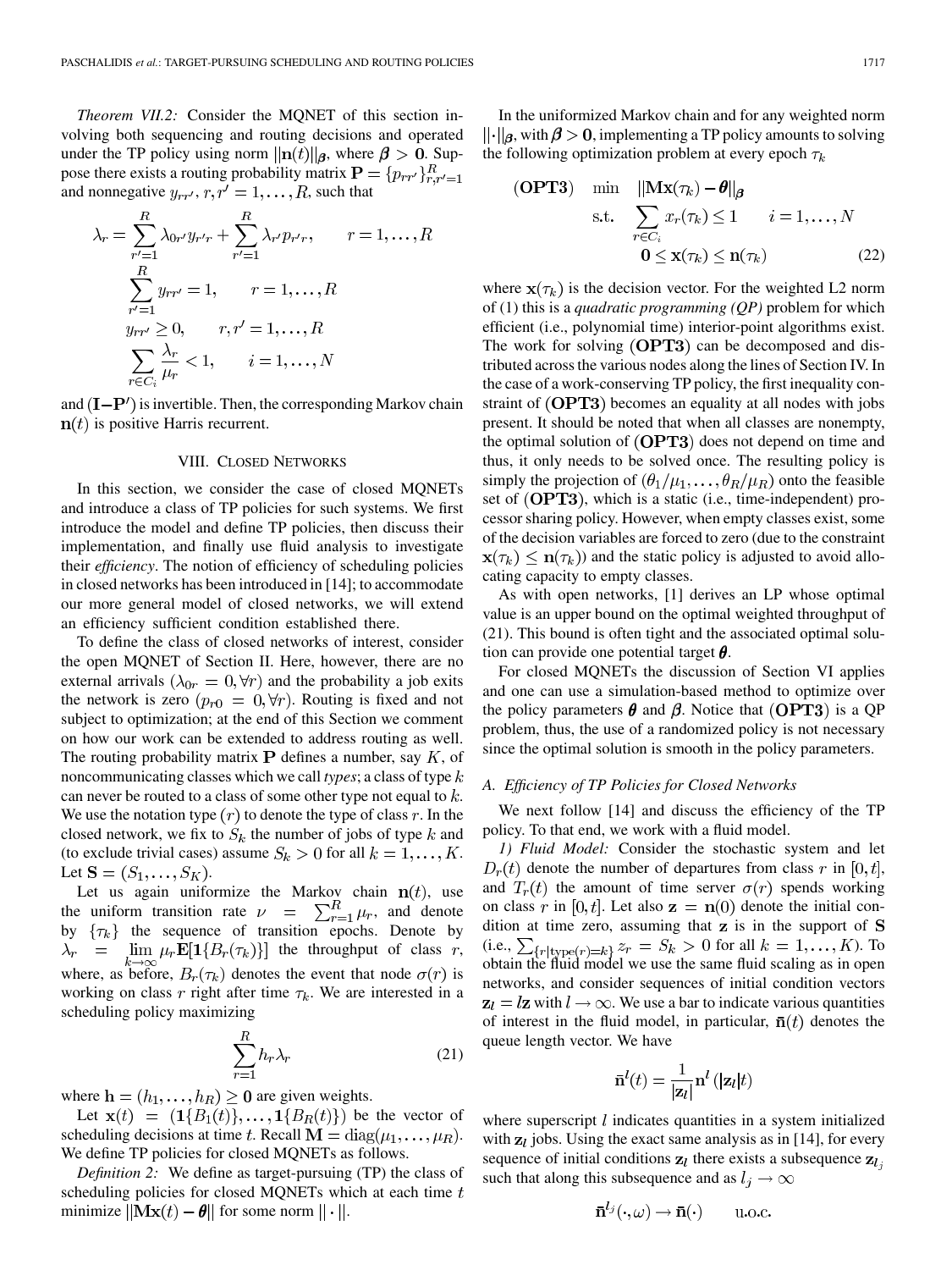*Theorem VII.2:* Consider the MQNET of this section involving both sequencing and routing decisions and operated under the TP policy using norm $\|\mathbf{n}(t)\|_{\boldsymbol{\beta}}$, where $\boldsymbol{\beta} > \mathbf{0}$. Suppose there exists a routing probability matrix $\mathbf{P} = \{p_{rr'}\}_{r,r'=1}^{R}$ and nonnegative $y_{rr'}, r, r' = 1, \ldots, R$, such that

$$\lambda_r = \sum_{r'=1}^{R} \lambda_{0r'} y_{r'r} + \sum_{r'=1}^{R} \lambda_{r'} p_{r'r}, \qquad r = 1, \ldots, R$$

$$\sum_{r'=1}^{R} y_{rr'} = 1, \qquad r = 1, \ldots, R$$

$$y_{rr'} \geq 0, \qquad r, r' = 1, \ldots, R$$

$$\sum_{r \in C_i} \frac{\lambda_r}{\mu_r} < 1, \qquad i = 1, \ldots, N$$

and $(\mathbf{I} - \mathbf{P}')$ is invertible. Then, the corresponding Markov chain $\mathbf{n}(t)$ is positive Harris recurrent.

## VIII. Closed Networks

In this section, we consider the case of closed MQNETs and introduce a class of TP policies for such systems. We first introduce the model and define TP policies, then discuss their implementation, and finally use fluid analysis to investigate their *efficiency*. The notion of efficiency of scheduling policies in closed networks has been introduced in [14]; to accommodate our more general model of closed networks, we will extend an efficiency sufficient condition established there.

To define the class of closed networks of interest, consider the open MQNET of Section II. Here, however, there are no external arrivals ($\lambda_{0r} = 0, \forall r$) and the probability a job exits the network is zero ($p_{r0} = 0, \forall r$). Routing is fixed and not subject to optimization; at the end of this Section we comment on how our work can be extended to address routing as well. The routing probability matrix $\mathbf{P}$ defines a number, say $K$, of noncommunicating classes which we call *types*; a class of type $k$ can never be routed to a class of some other type not equal to $k$. We use the notation type $(r)$ to denote the type of class $r$. In the closed network, we fix to $S_k$ the number of jobs of type $k$ and (to exclude trivial cases) assume $S_k > 0$ for all $k = 1, \ldots, K$. Let $\mathbf{S} = (S_1, \ldots, S_K)$.

Let us again uniformize the Markov chain $\mathbf{n}(t)$, use the uniform transition rate $\nu = \sum_{r=1}^{R} \mu_r$, and denote by $\{\tau_k\}$ the sequence of transition epochs. Denote by $\lambda_r = \lim_{k \to \infty} \mu_r \mathbf{E}[\mathbf{1}\{B_r(\tau_k)\}]$ the throughput of class $r$, where, as before, $B_r(\tau_k)$ denotes the event that node $\sigma(r)$ is working on class $r$ right after time $\tau_k$. We are interested in a scheduling policy maximizing

$$\sum_{r=1}^{R} h_r \lambda_r \tag{21}$$

where $\mathbf{h} = (h_1, \ldots, h_R) \geq \mathbf{0}$ are given weights.

Let $\mathbf{x}(t) = (\mathbf{1}\{B_1(t)\}, \ldots, \mathbf{1}\{B_R(t)\})$ be the vector of scheduling decisions at time $t$. Recall $\mathbf{M} = \operatorname{diag}(\mu_1, \ldots, \mu_R)$. We define TP policies for closed MQNETs as follows.

*Definition 2:* We define as target-pursuing (TP) the class of scheduling policies for closed MQNETs which at each time $t$ minimize $\|\mathbf{M}\mathbf{x}(t) - \boldsymbol{\theta}\|$ for some norm $\|\cdot\|$.

In the uniformized Markov chain and for any weighted norm $\|\cdot\|_{\boldsymbol{\beta}}$, with $\boldsymbol{\beta} > \mathbf{0}$, implementing a TP policy amounts to solving the following optimization problem at every epoch $\tau_k$

$$\begin{aligned} (\mathbf{OPT3}) \quad \min \quad & \|\mathbf{M}\mathbf{x}(\tau_k) - \boldsymbol{\theta}\|_{\boldsymbol{\beta}} \\ \text{s.t.} \quad & \sum_{r \in C_i} x_r(\tau_k) \leq 1 \qquad i = 1, \ldots, N \\ & \mathbf{0} \leq \mathbf{x}(\tau_k) \leq \mathbf{n}(\tau_k) \end{aligned} \tag{22}$$

where $\mathbf{x}(\tau_k)$ is the decision vector. For the weighted L2 norm of (1) this is a *quadratic programming (QP)* problem for which efficient (i.e., polynomial time) interior-point algorithms exist. The work for solving $(\mathbf{OPT3})$ can be decomposed and distributed across the various nodes along the lines of Section IV. In the case of a work-conserving TP policy, the first inequality constraint of $(\mathbf{OPT3})$ becomes an equality at all nodes with jobs present. It should be noted that when all classes are nonempty, the optimal solution of $(\mathbf{OPT3})$ does not depend on time and thus, it only needs to be solved once. The resulting policy is simply the projection of $(\theta_1/\mu_1, \ldots, \theta_R/\mu_R)$ onto the feasible set of $(\mathbf{OPT3})$, which is a static (i.e., time-independent) processor sharing policy. However, when empty classes exist, some of the decision variables are forced to zero (due to the constraint $\mathbf{x}(\tau_k) \leq \mathbf{n}(\tau_k)$) and the static policy is adjusted to avoid allocating capacity to empty classes.

As with open networks, [1] derives an LP whose optimal value is an upper bound on the optimal weighted throughput of (21). This bound is often tight and the associated optimal solution can provide one potential target $\boldsymbol{\theta}$.

For closed MQNETs the discussion of Section VI applies and one can use a simulation-based method to optimize over the policy parameters $\boldsymbol{\theta}$ and $\boldsymbol{\beta}$. Notice that $(\mathbf{OPT3})$ is a QP problem, thus, the use of a randomized policy is not necessary since the optimal solution is smooth in the policy parameters.

### A. Efficiency of TP Policies for Closed Networks

We next follow [14] and discuss the efficiency of the TP policy. To that end, we work with a fluid model.

*1) Fluid Model:* Consider the stochastic system and let $D_r(t)$ denote the number of departures from class $r$ in $[0, t]$, and $T_r(t)$ the amount of time server $\sigma(r)$ spends working on class $r$ in $[0, t]$. Let also $\mathbf{z} = \mathbf{n}(0)$ denote the initial condition at time zero, assuming that $\mathbf{z}$ is in the support of $\mathbf{S}$ (i.e., $\sum_{\{r|\text{type}(r)=k\}} z_r = S_k > 0$ for all $k = 1, \ldots, K$). To obtain the fluid model we use the same fluid scaling as in open networks, and consider sequences of initial condition vectors $\mathbf{z}_l = l\mathbf{z}$ with $l \to \infty$. We use a bar to indicate various quantities of interest in the fluid model, in particular, $\bar{\mathbf{n}}(t)$ denotes the queue length vector. We have

$$\bar{\mathbf{n}}^l(t) = \frac{1}{|\mathbf{z}_l|} \mathbf{n}^l(|\mathbf{z}_l| t)$$

where superscript $l$ indicates quantities in a system initialized with $\mathbf{z}_l$ jobs. Using the exact same analysis as in [14], for every sequence of initial conditions $\mathbf{z}_l$ there exists a subsequence $\mathbf{z}_{l_j}$ such that along this subsequence and as $l_j \to \infty$

$$\bar{\mathbf{n}}^{l_j}(\cdot, \omega) \to \bar{\mathbf{n}}(\cdot) \qquad \text{u.o.c.}$$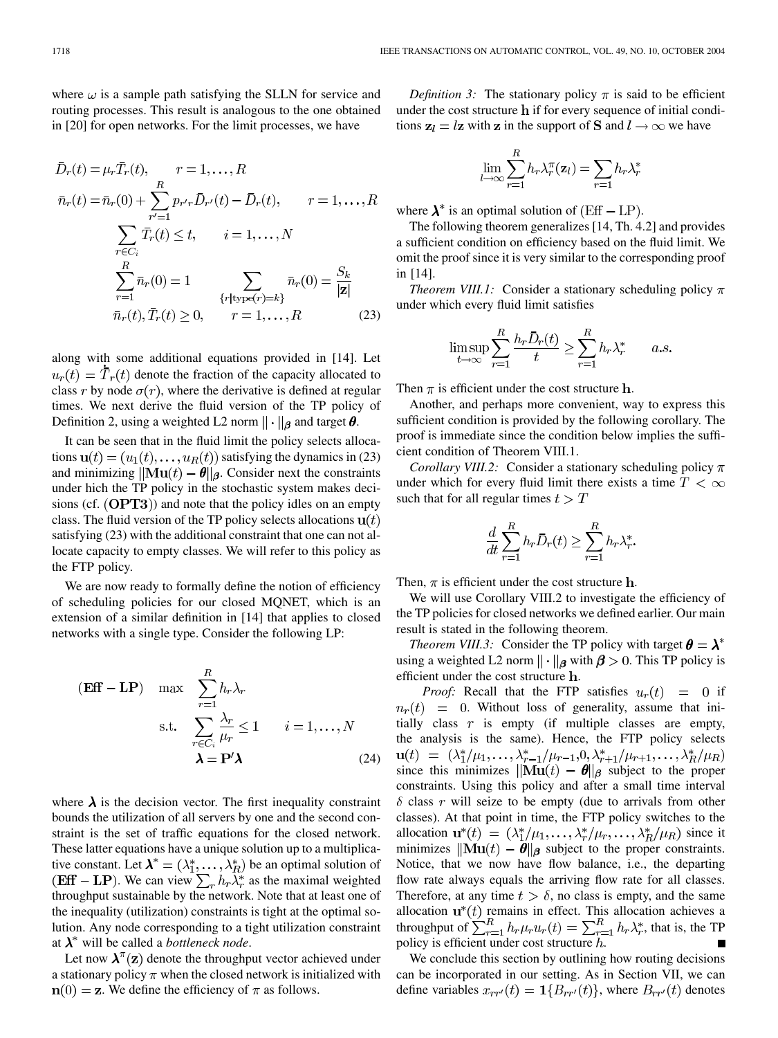where $\omega$ is a sample path satisfying the SLLN for service and routing processes. This result is analogous to the one obtained in [20] for open networks. For the limit processes, we have

$$
\begin{aligned}
&\bar{D}_r(t) = \mu_r \bar{T}_r(t), \qquad r = 1, \ldots, R \\
&\bar{n}_r(t) = \bar{n}_r(0) + \sum_{r'=1}^{R} p_{r'r} \bar{D}_{r'}(t) - \bar{D}_r(t), \qquad r = 1, \ldots, R \\
&\qquad \sum_{r \in C_i} \bar{T}_r(t) \leq t, \qquad i = 1, \ldots, N \\
&\qquad \sum_{r=1}^{R} \bar{n}_r(0) = 1 \qquad \sum_{\{r | \text{type}(r) = k\}} \bar{n}_r(0) = \frac{S_k}{|\mathbf{z}|} \\
&\qquad \bar{n}_r(t), \bar{T}_r(t) \geq 0, \qquad r = 1, \ldots, R
\end{aligned} \tag{23}
$$

along with some additional equations provided in [14]. Let $u_r(t) = \dot{\bar{T}}_r(t)$ denote the fraction of the capacity allocated to class $r$ by node $\sigma(r)$, where the derivative is defined at regular times. We next derive the fluid version of the TP policy of Definition 2, using a weighted L2 norm $\|\cdot\|_{\boldsymbol{\beta}}$ and target $\boldsymbol{\theta}$.

It can be seen that in the fluid limit the policy selects allocations $\mathbf{u}(t) = (u_1(t), \ldots, u_R(t))$ satisfying the dynamics in (23) and minimizing $\|\mathbf{M}\mathbf{u}(t) - \boldsymbol{\theta}\|_{\boldsymbol{\beta}}$. Consider next the constraints under hich the TP policy in the stochastic system makes decisions (cf. (**OPT3**)) and note that the policy idles on an empty class. The fluid version of the TP policy selects allocations $\mathbf{u}(t)$ satisfying (23) with the additional constraint that one can not allocate capacity to empty classes. We will refer to this policy as the FTP policy.

We are now ready to formally define the notion of efficiency of scheduling policies for our closed MQNET, which is an extension of a similar definition in [14] that applies to closed networks with a single type. Consider the following LP:

$$
\begin{aligned}
(\textbf{Eff}-\textbf{LP}) \quad \max \quad & \sum_{r=1}^{R} h_r \lambda_r \\
\text{s.t.} \quad & \sum_{r \in C_i} \frac{\lambda_r}{\mu_r} \leq 1 \qquad i = 1, \ldots, N \\
& \boldsymbol{\lambda} = \mathbf{P}' \boldsymbol{\lambda}
\end{aligned} \tag{24}
$$

where $\boldsymbol{\lambda}$ is the decision vector. The first inequality constraint bounds the utilization of all servers by one and the second constraint is the set of traffic equations for the closed network. These latter equations have a unique solution up to a multiplicative constant. Let $\boldsymbol{\lambda}^* = (\lambda_1^*, \ldots, \lambda_R^*)$ be an optimal solution of (**Eff** $-$ **LP**). We can view $\sum_r h_r \lambda_r^*$ as the maximal weighted throughput sustainable by the network. Note that at least one of the inequality (utilization) constraints is tight at the optimal solution. Any node corresponding to a tight utilization constraint at $\boldsymbol{\lambda}^*$ will be called a *bottleneck node*.

Let now $\boldsymbol{\lambda}^{\pi}(\mathbf{z})$ denote the throughput vector achieved under a stationary policy $\pi$ when the closed network is initialized with $\mathbf{n}(0) = \mathbf{z}$. We define the efficiency of $\pi$ as follows.

*Definition 3:* The stationary policy $\pi$ is said to be efficient under the cost structure $\mathbf{h}$ if for every sequence of initial conditions $\mathbf{z}_l = l\mathbf{z}$ with $\mathbf{z}$ in the support of $\mathbf{S}$ and $l \to \infty$ we have

$$
\lim_{l \to \infty} \sum_{r=1}^{R} h_r \lambda_r^{\pi}(\mathbf{z}_l) = \sum_r h_r \lambda_r^*
$$

where $\boldsymbol{\lambda}^*$ is an optimal solution of (Eff $-$ LP).

The following theorem generalizes [14, Th. 4.2] and provides a sufficient condition on efficiency based on the fluid limit. We omit the proof since it is very similar to the corresponding proof in [14].

*Theorem VIII.1:* Consider a stationary scheduling policy $\pi$ under which every fluid limit satisfies

$$
\limsup_{t \to \infty} \sum_{r=1}^{R} \frac{h_r \bar{D}_r(t)}{t} \geq \sum_{r=1}^{R} h_r \lambda_r^* \qquad a.s.
$$

Then $\pi$ is efficient under the cost structure $\mathbf{h}$.

Another, and perhaps more convenient, way to express this sufficient condition is provided by the following corollary. The proof is immediate since the condition below implies the sufficient condition of Theorem VIII.1.

*Corollary VIII.2:* Consider a stationary scheduling policy $\pi$ under which for every fluid limit there exists a time $T < \infty$ such that for all regular times $t > T$

$$
\frac{d}{dt} \sum_{r=1}^{R} h_r \bar{D}_r(t) \geq \sum_{r=1}^{R} h_r \lambda_r^*.
$$

Then, $\pi$ is efficient under the cost structure $\mathbf{h}$.

We will use Corollary VIII.2 to investigate the efficiency of the TP policies for closed networks we defined earlier. Our main result is stated in the following theorem.

*Theorem VIII.3:* Consider the TP policy with target $\boldsymbol{\theta} = \boldsymbol{\lambda}^*$ using a weighted L2 norm $\|\cdot\|_{\boldsymbol{\beta}}$ with $\boldsymbol{\beta} > 0$. This TP policy is efficient under the cost structure $\mathbf{h}$.

*Proof:* Recall that the FTP satisfies $u_r(t) = 0$ if $n_r(t) = 0$. Without loss of generality, assume that initially class $r$ is empty (if multiple classes are empty, the analysis is the same). Hence, the FTP policy selects $\mathbf{u}(t) = (\lambda_1^*/\mu_1, \ldots, \lambda_{r-1}^*/\mu_{r-1}, 0, \lambda_{r+1}^*/\mu_{r+1}, \ldots, \lambda_R^*/\mu_R)$ since this minimizes $\|\mathbf{M}\mathbf{u}(t) - \boldsymbol{\theta}\|_{\boldsymbol{\beta}}$ subject to the proper constraints. Using this policy and after a small time interval $\delta$ class $r$ will seize to be empty (due to arrivals from other classes). At that point in time, the FTP policy switches to the allocation $\mathbf{u}^*(t) = (\lambda_1^*/\mu_1, \ldots, \lambda_r^*/\mu_r, \ldots, \lambda_R^*/\mu_R)$ since it minimizes $\|\mathbf{M}\mathbf{u}(t) - \boldsymbol{\theta}\|_{\boldsymbol{\beta}}$ subject to the proper constraints. Notice, that we now have flow balance, i.e., the departing flow rate always equals the arriving flow rate for all classes. Therefore, at any time $t > \delta$, no class is empty, and the same allocation $\mathbf{u}^*(t)$ remains in effect. This allocation achieves a throughput of $\sum_{r=1}^{R} h_r \mu_r u_r(t) = \sum_{r=1}^{R} h_r \lambda_r^*$, that is, the TP policy is efficient under cost structure $h$. ■

We conclude this section by outlining how routing decisions can be incorporated in our setting. As in Section VII, we can define variables $x_{rr'}(t) = \mathbf{1}\{B_{rr'}(t)\}$, where $B_{rr'}(t)$ denotes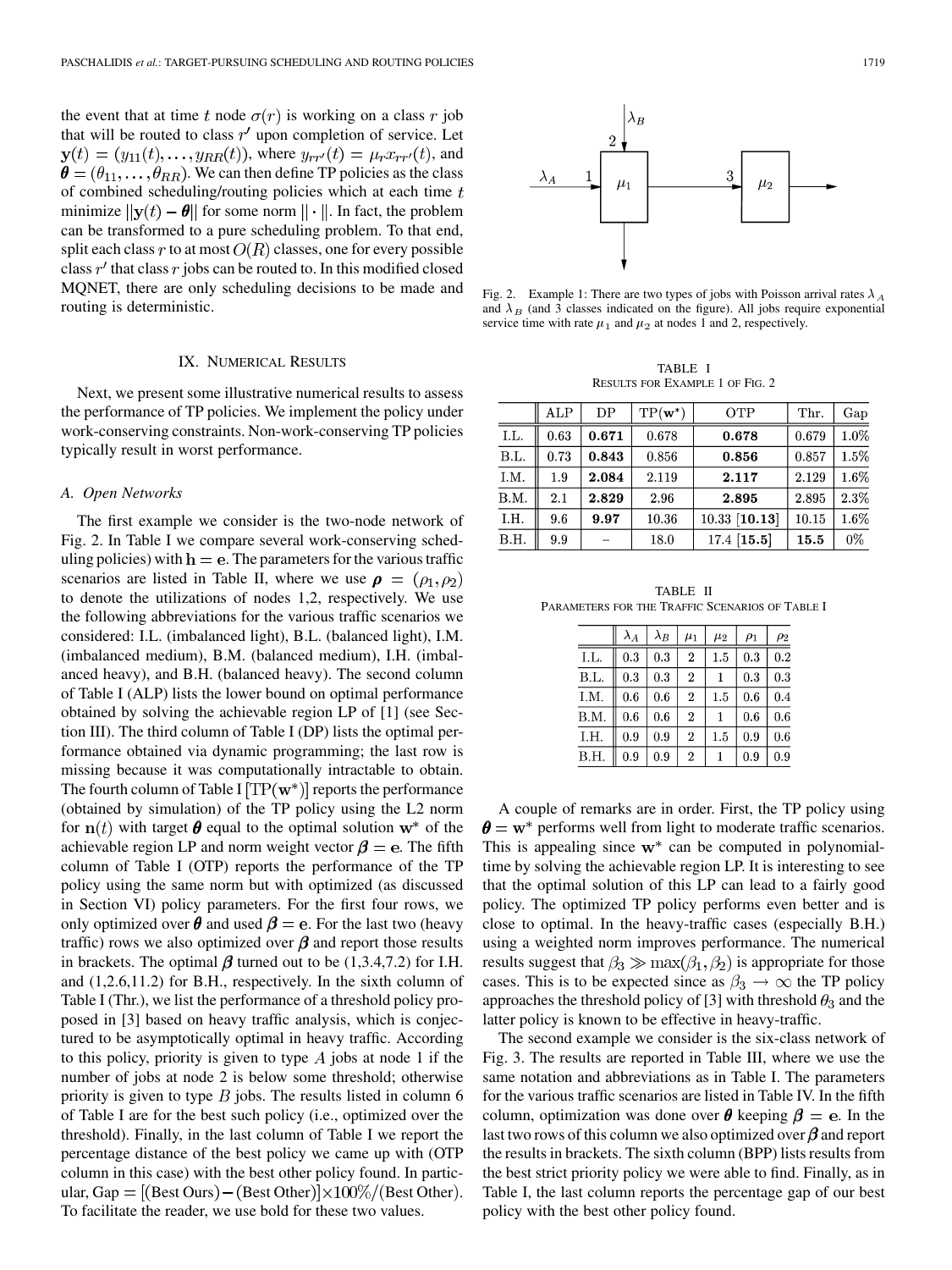the event that at time $t$ node $\sigma(r)$ is working on a class $r$ job that will be routed to class $r'$ upon completion of service. Let $\mathbf{y}(t) = (y_{11}(t), \ldots, y_{RR}(t))$, where $y_{rr'}(t) = \mu_r x_{rr'}(t)$, and $\boldsymbol{\theta} = (\theta_{11}, \ldots, \theta_{RR})$. We can then define TP policies as the class of combined scheduling/routing policies which at each time $t$ minimize $\|\mathbf{y}(t) - \boldsymbol{\theta}\|$ for some norm $\|\cdot\|$. In fact, the problem can be transformed to a pure scheduling problem. To that end, split each class $r$ to at most $O(R)$ classes, one for every possible class $r'$ that class $r$ jobs can be routed to. In this modified closed MQNET, there are only scheduling decisions to be made and routing is deterministic.

## IX. Numerical Results

Next, we present some illustrative numerical results to assess the performance of TP policies. We implement the policy under work-conserving constraints. Non-work-conserving TP policies typically result in worst performance.

### A. Open Networks

The first example we consider is the two-node network of Fig. 2. In Table I we compare several work-conserving scheduling policies) with $\mathbf{h} = \mathbf{e}$. The parameters for the various traffic scenarios are listed in Table II, where we use $\boldsymbol{\rho} = (\rho_1, \rho_2)$ to denote the utilizations of nodes 1,2, respectively. We use the following abbreviations for the various traffic scenarios we considered: I.L. (imbalanced light), B.L. (balanced light), I.M. (imbalanced medium), B.M. (balanced medium), I.H. (imbalanced heavy), and B.H. (balanced heavy). The second column of Table I (ALP) lists the lower bound on optimal performance obtained by solving the achievable region LP of [1] (see Section III). The third column of Table I (DP) lists the optimal performance obtained via dynamic programming; the last row is missing because it was computationally intractable to obtain. The fourth column of Table I $[\mathrm{TP}(\mathbf{w}^*)]$ reports the performance (obtained by simulation) of the TP policy using the L2 norm for $\mathbf{n}(t)$ with target $\boldsymbol{\theta}$ equal to the optimal solution $\mathbf{w}^*$ of the achievable region LP and norm weight vector $\boldsymbol{\beta} = \mathbf{e}$. The fifth column of Table I (OTP) reports the performance of the TP policy using the same norm but with optimized (as discussed in Section VI) policy parameters. For the first four rows, we only optimized over $\boldsymbol{\theta}$ and used $\boldsymbol{\beta} = \mathbf{e}$. For the last two (heavy traffic) rows we also optimized over $\boldsymbol{\beta}$ and report those results in brackets. The optimal $\boldsymbol{\beta}$ turned out to be (1,3.4,7.2) for I.H. and (1,2.6,11.2) for B.H., respectively. In the sixth column of Table I (Thr.), we list the performance of a threshold policy proposed in [3] based on heavy traffic analysis, which is conjectured to be asymptotically optimal in heavy traffic. According to this policy, priority is given to type $A$ jobs at node 1 if the number of jobs at node 2 is below some threshold; otherwise priority is given to type $B$ jobs. The results listed in column 6 of Table I are for the best such policy (i.e., optimized over the threshold). Finally, in the last column of Table I we report the percentage distance of the best policy we came up with (OTP column in this case) with the best other policy found. In particular, Gap $= [(\text{Best Ours}) - (\text{Best Other})] \times 100\% / (\text{Best Other})$. To facilitate the reader, we use bold for these two values.

Fig. 2. Example 1: There are two types of jobs with Poisson arrival rates $\lambda_A$ and $\lambda_B$ (and 3 classes indicated on the figure). All jobs require exponential service time with rate $\mu_1$ and $\mu_2$ at nodes 1 and 2, respectively.

TABLE I
RESULTS FOR EXAMPLE 1 OF FIG. 2

| | ALP | DP | TP($\mathbf{w}^*$) | OTP | Thr. | Gap |
|---|---|---|---|---|---|---|
| I.L. | 0.63 | **0.671** | 0.678 | **0.678** | 0.679 | 1.0% |
| B.L. | 0.73 | **0.843** | 0.856 | **0.856** | 0.857 | 1.5% |
| I.M. | 1.9 | **2.084** | 2.119 | **2.117** | 2.129 | 1.6% |
| B.M. | 2.1 | **2.829** | 2.96 | **2.895** | 2.895 | 2.3% |
| I.H. | 9.6 | **9.97** | 10.36 | 10.33 [**10.13**] | 10.15 | 1.6% |
| B.H. | 9.9 | – | 18.0 | 17.4 [**15.5**] | **15.5** | 0% |

TABLE II
PARAMETERS FOR THE TRAFFIC SCENARIOS OF TABLE I

| | $\lambda_A$ | $\lambda_B$ | $\mu_1$ | $\mu_2$ | $\rho_1$ | $\rho_2$ |
|---|---|---|---|---|---|---|
| I.L. | 0.3 | 0.3 | 2 | 1.5 | 0.3 | 0.2 |
| B.L. | 0.3 | 0.3 | 2 | 1 | 0.3 | 0.3 |
| I.M. | 0.6 | 0.6 | 2 | 1.5 | 0.6 | 0.4 |
| B.M. | 0.6 | 0.6 | 2 | 1 | 0.6 | 0.6 |
| I.H. | 0.9 | 0.9 | 2 | 1.5 | 0.9 | 0.6 |
| B.H. | 0.9 | 0.9 | 2 | 1 | 0.9 | 0.9 |

A couple of remarks are in order. First, the TP policy using $\boldsymbol{\theta} = \mathbf{w}^*$ performs well from light to moderate traffic scenarios. This is appealing since $\mathbf{w}^*$ can be computed in polynomial-time by solving the achievable region LP. It is interesting to see that the optimal solution of this LP can lead to a fairly good policy. The optimized TP policy performs even better and is close to optimal. In the heavy-traffic cases (especially B.H.) using a weighted norm improves performance. The numerical results suggest that $\beta_3 \gg \max(\beta_1, \beta_2)$ is appropriate for those cases. This is to be expected since as $\beta_3 \to \infty$ the TP policy approaches the threshold policy of [3] with threshold $\theta_3$ and the latter policy is known to be effective in heavy-traffic.

The second example we consider is the six-class network of Fig. 3. The results are reported in Table III, where we use the same notation and abbreviations as in Table I. The parameters for the various traffic scenarios are listed in Table IV. In the fifth column, optimization was done over $\boldsymbol{\theta}$ keeping $\boldsymbol{\beta} = \mathbf{e}$. In the last two rows of this column we also optimized over $\boldsymbol{\beta}$ and report the results in brackets. The sixth column (BPP) lists results from the best strict priority policy we were able to find. Finally, as in Table I, the last column reports the percentage gap of our best policy with the best other policy found.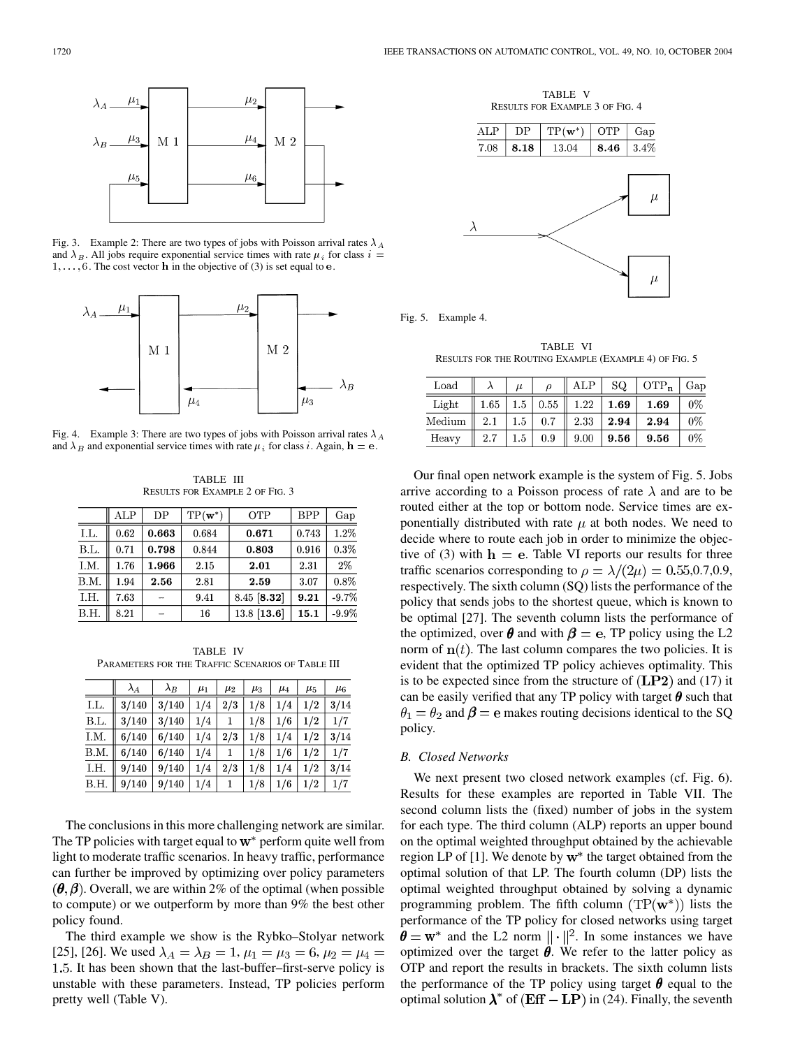Fig. 3. Example 2: There are two types of jobs with Poisson arrival rates $\lambda_A$ and $\lambda_B$. All jobs require exponential service times with rate $\mu_i$ for class $i = 1, \ldots, 6$. The cost vector $\mathbf{h}$ in the objective of (3) is set equal to $\mathbf{e}$.

Fig. 4. Example 3: There are two types of jobs with Poisson arrival rates $\lambda_A$ and $\lambda_B$ and exponential service times with rate $\mu_i$ for class $i$. Again, $\mathbf{h} = \mathbf{e}$.

TABLE III
RESULTS FOR EXAMPLE 2 OF FIG. 3

| | ALP | DP | TP($\mathbf{w}^*$) | OTP | BPP | Gap |
|---|---|---|---|---|---|---|
| I.L. | 0.62 | **0.663** | 0.684 | **0.671** | 0.743 | 1.2% |
| B.L. | 0.71 | **0.798** | 0.844 | **0.803** | 0.916 | 0.3% |
| I.M. | 1.76 | **1.966** | 2.15 | **2.01** | 2.31 | 2% |
| B.M. | 1.94 | **2.56** | 2.81 | **2.59** | 3.07 | 0.8% |
| I.H. | 7.63 | – | 9.41 | 8.45 [**8.32**] | **9.21** | -9.7% |
| B.H. | 8.21 | – | 16 | 13.8 [**13.6**] | **15.1** | -9.9% |

TABLE IV
PARAMETERS FOR THE TRAFFIC SCENARIOS OF TABLE III

| | $\lambda_A$ | $\lambda_B$ | $\mu_1$ | $\mu_2$ | $\mu_3$ | $\mu_4$ | $\mu_5$ | $\mu_6$ |
|---|---|---|---|---|---|---|---|---|
| I.L. | 3/140 | 3/140 | 1/4 | 2/3 | 1/8 | 1/4 | 1/2 | 3/14 |
| B.L. | 3/140 | 3/140 | 1/4 | 1 | 1/8 | 1/6 | 1/2 | 1/7 |
| I.M. | 6/140 | 6/140 | 1/4 | 2/3 | 1/8 | 1/4 | 1/2 | 3/14 |
| B.M. | 6/140 | 6/140 | 1/4 | 1 | 1/8 | 1/6 | 1/2 | 1/7 |
| I.H. | 9/140 | 9/140 | 1/4 | 2/3 | 1/8 | 1/4 | 1/2 | 3/14 |
| B.H. | 9/140 | 9/140 | 1/4 | 1 | 1/8 | 1/6 | 1/2 | 1/7 |

The conclusions in this more challenging network are similar. The TP policies with target equal to $\mathbf{w}^*$ perform quite well from light to moderate traffic scenarios. In heavy traffic, performance can further be improved by optimizing over policy parameters $(\boldsymbol{\theta}, \boldsymbol{\beta})$. Overall, we are within 2% of the optimal (when possible to compute) or we outperform by more than 9% the best other policy found.

The third example we show is the Rybko–Stolyar network [25], [26]. We used $\lambda_A = \lambda_B = 1$, $\mu_1 = \mu_3 = 6$, $\mu_2 = \mu_4 = 1.5$. It has been shown that the last-buffer–first-serve policy is unstable with these parameters. Instead, TP policies perform pretty well (Table V).

TABLE V
RESULTS FOR EXAMPLE 3 OF FIG. 4

| ALP | DP | TP($\mathbf{w}^*$) | OTP | Gap |
|---|---|---|---|---|
| 7.08 | **8.18** | 13.04 | **8.46** | 3.4% |

Fig. 5. Example 4.

TABLE VI
RESULTS FOR THE ROUTING EXAMPLE (EXAMPLE 4) OF FIG. 5

| Load | $\lambda$ | $\mu$ | $\rho$ | ALP | SQ | $\mathrm{OTP}_{\mathbf{n}}$ | Gap |
|---|---|---|---|---|---|---|---|
| Light | 1.65 | 1.5 | 0.55 | 1.22 | **1.69** | **1.69** | 0% |
| Medium | 2.1 | 1.5 | 0.7 | 2.33 | **2.94** | **2.94** | 0% |
| Heavy | 2.7 | 1.5 | 0.9 | 9.00 | **9.56** | **9.56** | 0% |

Our final open network example is the system of Fig. 5. Jobs arrive according to a Poisson process of rate $\lambda$ and are to be routed either at the top or bottom node. Service times are exponentially distributed with rate $\mu$ at both nodes. We need to decide where to route each job in order to minimize the objective of (3) with $\mathbf{h} = \mathbf{e}$. Table VI reports our results for three traffic scenarios corresponding to $\rho = \lambda/(2\mu) = 0.55, 0.7, 0.9$, respectively. The sixth column (SQ) lists the performance of the policy that sends jobs to the shortest queue, which is known to be optimal [27]. The seventh column lists the performance of the optimized, over $\boldsymbol{\theta}$ and with $\boldsymbol{\beta} = \mathbf{e}$, TP policy using the L2 norm of $\mathbf{n}(t)$. The last column compares the two policies. It is evident that the optimized TP policy achieves optimality. This is to be expected since from the structure of $(\mathbf{LP2})$ and (17) it can be easily verified that any TP policy with target $\boldsymbol{\theta}$ such that $\theta_1 = \theta_2$ and $\boldsymbol{\beta} = \mathbf{e}$ makes routing decisions identical to the SQ policy.

### B. Closed Networks

We next present two closed network examples (cf. Fig. 6). Results for these examples are reported in Table VII. The second column lists the (fixed) number of jobs in the system for each type. The third column (ALP) reports an upper bound on the optimal weighted throughput obtained by the achievable region LP of [1]. We denote by $\mathbf{w}^*$ the target obtained from the optimal solution of that LP. The fourth column (DP) lists the optimal weighted throughput obtained by solving a dynamic programming problem. The fifth column $(\mathrm{TP}(\mathbf{w}^*))$ lists the performance of the TP policy for closed networks using target $\boldsymbol{\theta} = \mathbf{w}^*$ and the L2 norm $\|\cdot\|^2$. In some instances we have optimized over the target $\boldsymbol{\theta}$. We refer to the latter policy as OTP and report the results in brackets. The sixth column lists the performance of the TP policy using target $\boldsymbol{\theta}$ equal to the optimal solution $\boldsymbol{\lambda}^*$ of $(\mathbf{Eff-LP})$ in (24). Finally, the seventh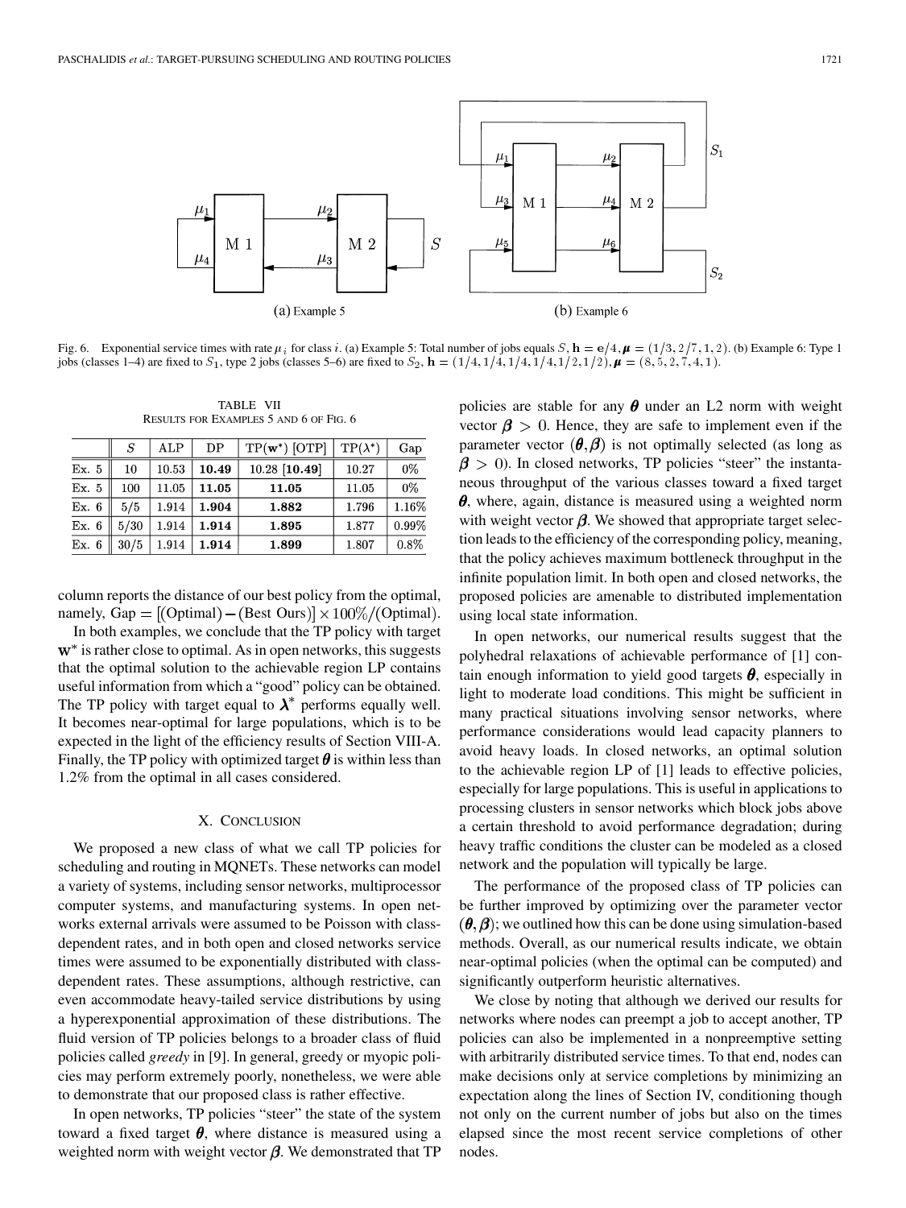Fig. 6. Exponential service times with rate $\mu_i$ for class $i$. (a) Example 5: Total number of jobs equals $S$, $\mathbf{h} = \mathbf{e}/4$, $\boldsymbol{\mu} = (1/3, 2/7, 1, 2)$. (b) Example 6: Type 1 jobs (classes 1–4) are fixed to $S_1$, type 2 jobs (classes 5–6) are fixed to $S_2$, $\mathbf{h} = (1/4, 1/4, 1/4, 1/4, 1/2, 1/2)$, $\boldsymbol{\mu} = (8, 5, 2, 7, 4, 1)$.

TABLE VII
RESULTS FOR EXAMPLES 5 AND 6 OF FIG. 6

| | $S$ | ALP | DP | TP($\mathbf{w}^*$) [OTP] | TP($\boldsymbol{\lambda}^*$) | Gap |
|---|---|---|---|---|---|---|
| Ex. 5 | 10 | 10.53 | **10.49** | 10.28 [**10.49**] | 10.27 | 0% |
| Ex. 5 | 100 | 11.05 | **11.05** | **11.05** | 11.05 | 0% |
| Ex. 6 | 5/5 | 1.914 | **1.904** | **1.882** | 1.796 | 1.16% |
| Ex. 6 | 5/30 | 1.914 | **1.914** | **1.895** | 1.877 | 0.99% |
| Ex. 6 | 30/5 | 1.914 | **1.914** | **1.899** | 1.807 | 0.8% |

column reports the distance of our best policy from the optimal, namely, Gap $= [(\text{Optimal}) - (\text{Best Ours})] \times 100\%/(\text{Optimal})$.

In both examples, we conclude that the TP policy with target $\mathbf{w}^*$ is rather close to optimal. As in open networks, this suggests that the optimal solution to the achievable region LP contains useful information from which a "good" policy can be obtained. The TP policy with target equal to $\boldsymbol{\lambda}^*$ performs equally well. It becomes near-optimal for large populations, which is to be expected in the light of the efficiency results of Section VIII-A. Finally, the TP policy with optimized target $\boldsymbol{\theta}$ is within less than 1.2% from the optimal in all cases considered.

## X. CONCLUSION

We proposed a new class of what we call TP policies for scheduling and routing in MQNETs. These networks can model a variety of systems, including sensor networks, multiprocessor computer systems, and manufacturing systems. In open networks external arrivals were assumed to be Poisson with class-dependent rates, and in both open and closed networks service times were assumed to be exponentially distributed with class-dependent rates. These assumptions, although restrictive, can even accommodate heavy-tailed service distributions by using a hyperexponential approximation of these distributions. The fluid version of TP policies belongs to a broader class of fluid policies called *greedy* in [9]. In general, greedy or myopic policies may perform extremely poorly, nonetheless, we were able to demonstrate that our proposed class is rather effective.

In open networks, TP policies "steer" the state of the system toward a fixed target $\boldsymbol{\theta}$, where distance is measured using a weighted norm with weight vector $\boldsymbol{\beta}$. We demonstrated that TP policies are stable for any $\boldsymbol{\theta}$ under an L2 norm with weight vector $\boldsymbol{\beta} > 0$. Hence, they are safe to implement even if the parameter vector $(\boldsymbol{\theta}, \boldsymbol{\beta})$ is not optimally selected (as long as $\boldsymbol{\beta} > 0$). In closed networks, TP policies "steer" the instantaneous throughput of the various classes toward a fixed target $\boldsymbol{\theta}$, where, again, distance is measured using a weighted norm with weight vector $\boldsymbol{\beta}$. We showed that appropriate target selection leads to the efficiency of the corresponding policy, meaning, that the policy achieves maximum bottleneck throughput in the infinite population limit. In both open and closed networks, the proposed policies are amenable to distributed implementation using local state information.

In open networks, our numerical results suggest that the polyhedral relaxations of achievable performance of [1] contain enough information to yield good targets $\boldsymbol{\theta}$, especially in light to moderate load conditions. This might be sufficient in many practical situations involving sensor networks, where performance considerations would lead capacity planners to avoid heavy loads. In closed networks, an optimal solution to the achievable region LP of [1] leads to effective policies, especially for large populations. This is useful in applications to processing clusters in sensor networks which block jobs above a certain threshold to avoid performance degradation; during heavy traffic conditions the cluster can be modeled as a closed network and the population will typically be large.

The performance of the proposed class of TP policies can be further improved by optimizing over the parameter vector $(\boldsymbol{\theta}, \boldsymbol{\beta})$; we outlined how this can be done using simulation-based methods. Overall, as our numerical results indicate, we obtain near-optimal policies (when the optimal can be computed) and significantly outperform heuristic alternatives.

We close by noting that although we derived our results for networks where nodes can preempt a job to accept another, TP policies can also be implemented in a nonpreemptive setting with arbitrarily distributed service times. To that end, nodes can make decisions only at service completions by minimizing an expectation along the lines of Section IV, conditioning though not only on the current number of jobs but also on the times elapsed since the most recent service completions of other nodes.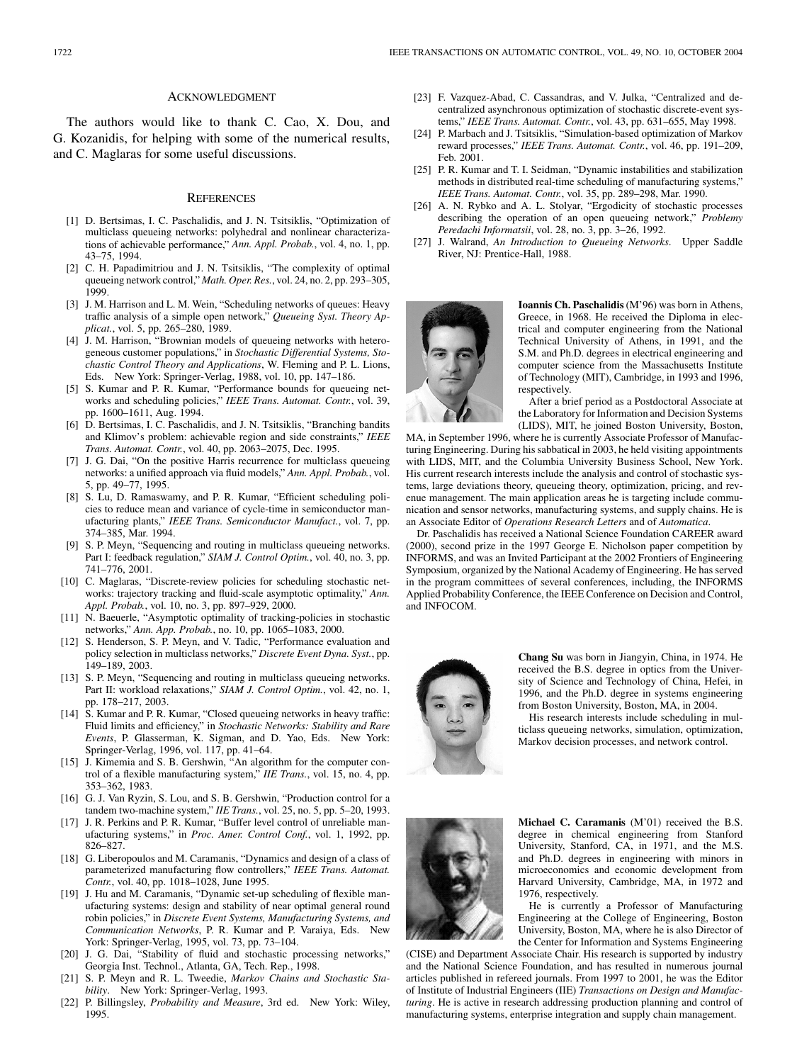## Acknowledgment

The authors would like to thank C. Cao, X. Dou, and G. Kozanidis, for helping with some of the numerical results, and C. Maglaras for some useful discussions.

## References

[1] D. Bertsimas, I. C. Paschalidis, and J. N. Tsitsiklis, "Optimization of multiclass queueing networks: polyhedral and nonlinear characterizations of achievable performance," *Ann. Appl. Probab.*, vol. 4, no. 1, pp. 43–75, 1994.

[2] C. H. Papadimitriou and J. N. Tsitsiklis, "The complexity of optimal queueing network control," *Math. Oper. Res.*, vol. 24, no. 2, pp. 293–305, 1999.

[3] J. M. Harrison and L. M. Wein, "Scheduling networks of queues: Heavy traffic analysis of a simple open network," *Queueing Syst. Theory Applicat.*, vol. 5, pp. 265–280, 1989.

[4] J. M. Harrison, "Brownian models of queueing networks with heterogeneous customer populations," in *Stochastic Differential Systems, Stochastic Control Theory and Applications*, W. Fleming and P. L. Lions, Eds. New York: Springer-Verlag, 1988, vol. 10, pp. 147–186.

[5] S. Kumar and P. R. Kumar, "Performance bounds for queueing networks and scheduling policies," *IEEE Trans. Automat. Contr.*, vol. 39, pp. 1600–1611, Aug. 1994.

[6] D. Bertsimas, I. C. Paschalidis, and J. N. Tsitsiklis, "Branching bandits and Klimov's problem: achievable region and side constraints," *IEEE Trans. Automat. Contr.*, vol. 40, pp. 2063–2075, Dec. 1995.

[7] J. G. Dai, "On the positive Harris recurrence for multiclass queueing networks: a unified approach via fluid models," *Ann. Appl. Probab.*, vol. 5, pp. 49–77, 1995.

[8] S. Lu, D. Ramaswamy, and P. R. Kumar, "Efficient scheduling policies to reduce mean and variance of cycle-time in semiconductor manufacturing plants," *IEEE Trans. Semiconductor Manufact.*, vol. 7, pp. 374–385, Mar. 1994.

[9] S. P. Meyn, "Sequencing and routing in multiclass queueing networks. Part I: feedback regulation," *SIAM J. Control Optim.*, vol. 40, no. 3, pp. 741–776, 2001.

[10] C. Maglaras, "Discrete-review policies for scheduling stochastic networks: trajectory tracking and fluid-scale asymptotic optimality," *Ann. Appl. Probab.*, vol. 10, no. 3, pp. 897–929, 2000.

[11] N. Baeuerle, "Asymptotic optimality of tracking-policies in stochastic networks," *Ann. App. Probab.*, no. 10, pp. 1065–1083, 2000.

[12] S. Henderson, S. P. Meyn, and V. Tadic, "Performance evaluation and policy selection in multiclass networks," *Discrete Event Dyna. Syst.*, pp. 149–189, 2003.

[13] S. P. Meyn, "Sequencing and routing in multiclass queueing networks. Part II: workload relaxations," *SIAM J. Control Optim.*, vol. 42, no. 1, pp. 178–217, 2003.

[14] S. Kumar and P. R. Kumar, "Closed queueing networks in heavy traffic: Fluid limits and efficiency," in *Stochastic Networks: Stability and Rare Events*, P. Glasserman, K. Sigman, and D. Yao, Eds. New York: Springer-Verlag, 1996, vol. 117, pp. 41–64.

[15] J. Kimemia and S. B. Gershwin, "An algorithm for the computer control of a flexible manufacturing system," *IIE Trans.*, vol. 15, no. 4, pp. 353–362, 1983.

[16] G. J. Van Ryzin, S. Lou, and S. B. Gershwin, "Production control for a tandem two-machine system," *IIE Trans.*, vol. 25, no. 5, pp. 5–20, 1993.

[17] J. R. Perkins and P. R. Kumar, "Buffer level control of unreliable manufacturing systems," in *Proc. Amer. Control Conf.*, vol. 1, 1992, pp. 826–827.

[18] G. Liberopoulos and M. Caramanis, "Dynamics and design of a class of parameterized manufacturing flow controllers," *IEEE Trans. Automat. Contr.*, vol. 40, pp. 1018–1028, June 1995.

[19] J. Hu and M. Caramanis, "Dynamic set-up scheduling of flexible manufacturing systems: design and stability of near optimal general round robin policies," in *Discrete Event Systems, Manufacturing Systems, and Communication Networks*, P. R. Kumar and P. Varaiya, Eds. New York: Springer-Verlag, 1995, vol. 73, pp. 73–104.

[20] J. G. Dai, "Stability of fluid and stochastic processing networks," Georgia Inst. Technol., Atlanta, GA, Tech. Rep., 1998.

[21] S. P. Meyn and R. L. Tweedie, *Markov Chains and Stochastic Stability*. New York: Springer-Verlag, 1993.

[22] P. Billingsley, *Probability and Measure*, 3rd ed. New York: Wiley, 1995.

[23] F. Vazquez-Abad, C. Cassandras, and V. Julka, "Centralized and decentralized asynchronous optimization of stochastic discrete-event systems," *IEEE Trans. Automat. Contr.*, vol. 43, pp. 631–655, May 1998.

[24] P. Marbach and J. Tsitsiklis, "Simulation-based optimization of Markov reward processes," *IEEE Trans. Automat. Contr.*, vol. 46, pp. 191–209, Feb. 2001.

[25] P. R. Kumar and T. I. Seidman, "Dynamic instabilities and stabilization methods in distributed real-time scheduling of manufacturing systems," *IEEE Trans. Automat. Contr.*, vol. 35, pp. 289–298, Mar. 1990.

[26] A. N. Rybko and A. L. Stolyar, "Ergodicity of stochastic processes describing the operation of an open queueing network," *Problemy Peredachi Informatsii*, vol. 28, no. 3, pp. 3–26, 1992.

[27] J. Walrand, *An Introduction to Queueing Networks*. Upper Saddle River, NJ: Prentice-Hall, 1988.

**Ioannis Ch. Paschalidis** (M'96) was born in Athens, Greece, in 1968. He received the Diploma in electrical and computer engineering from the National Technical University of Athens, in 1991, and the S.M. and Ph.D. degrees in electrical engineering and computer science from the Massachusetts Institute of Technology (MIT), Cambridge, in 1993 and 1996, respectively.

After a brief period as a Postdoctoral Associate at the Laboratory for Information and Decision Systems (LIDS), MIT, he joined Boston University, Boston, MA, in September 1996, where he is currently Associate Professor of Manufacturing Engineering. During his sabbatical in 2003, he held visiting appointments with LIDS, MIT, and the Columbia University Business School, New York. His current research interests include the analysis and control of stochastic systems, large deviations theory, queueing theory, optimization, pricing, and revenue management. The main application areas he is targeting include communication and sensor networks, manufacturing systems, and supply chains. He is an Associate Editor of *Operations Research Letters* and of *Automatica*.

Dr. Paschalidis has received a National Science Foundation CAREER award (2000), second prize in the 1997 George E. Nicholson paper competition by INFORMS, and was an Invited Participant at the 2002 Frontiers of Engineering Symposium, organized by the National Academy of Engineering. He has served in the program committees of several conferences, including, the INFORMS Applied Probability Conference, the IEEE Conference on Decision and Control, and INFOCOM.

**Chang Su** was born in Jiangyin, China, in 1974. He received the B.S. degree in optics from the University of Science and Technology of China, Hefei, in 1996, and the Ph.D. degree in systems engineering from Boston University, Boston, MA, in 2004.

His research interests include scheduling in multiclass queueing networks, simulation, optimization, Markov decision processes, and network control.

**Michael C. Caramanis** (M'01) received the B.S. degree in chemical engineering from Stanford University, Stanford, CA, in 1971, and the M.S. and Ph.D. degrees in engineering with minors in microeconomics and economic development from Harvard University, Cambridge, MA, in 1972 and 1976, respectively.

He is currently a Professor of Manufacturing Engineering at the College of Engineering, Boston University, Boston, MA, where he is also Director of the Center for Information and Systems Engineering (CISE) and Department Associate Chair. His research is supported by industry and the National Science Foundation, and has resulted in numerous journal articles published in refereed journals. From 1997 to 2001, he was the Editor of Institute of Industrial Engineers (IIE) *Transactions on Design and Manufacturing*. He is active in research addressing production planning and control of manufacturing systems, enterprise integration and supply chain management.